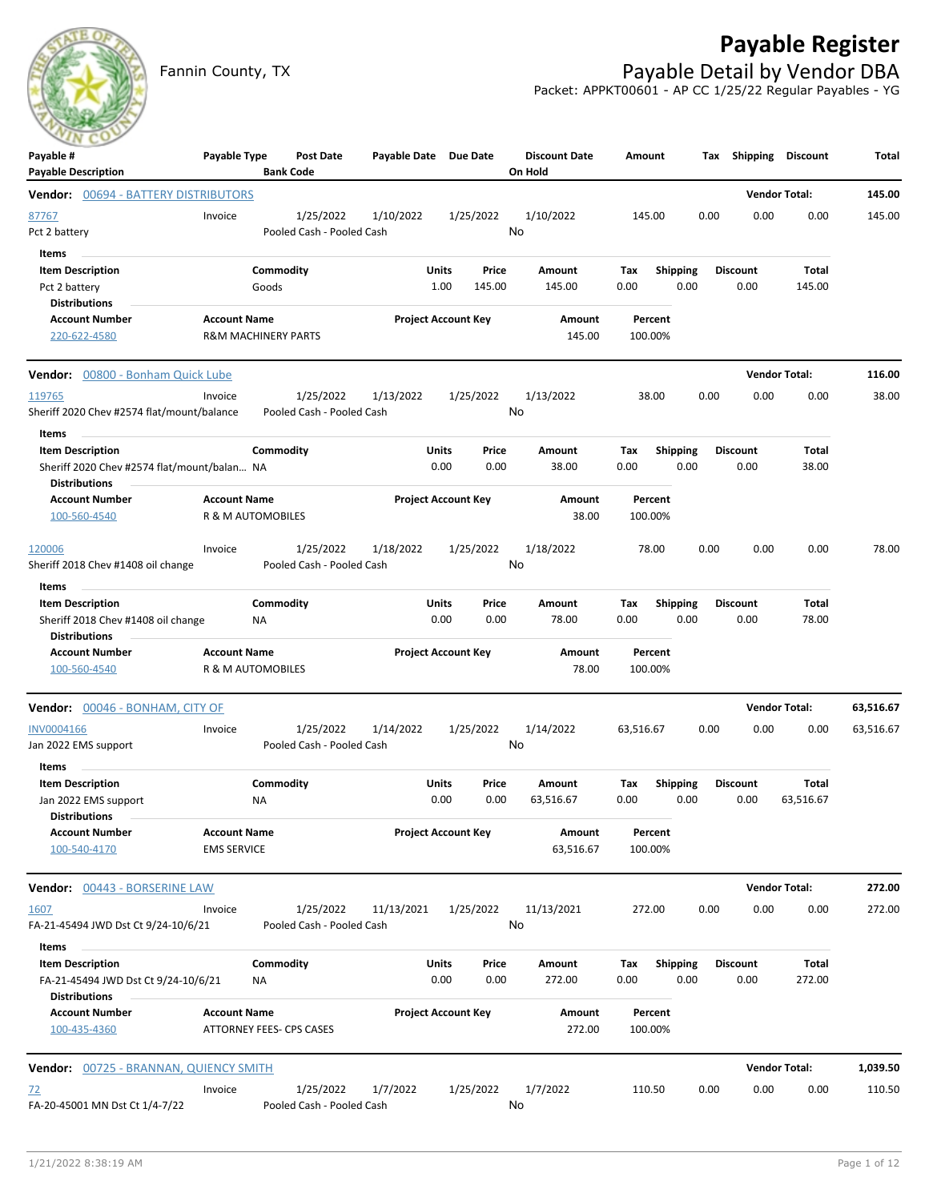# Payable Register

Fannin County, TX

## Payable Detail by Vendor DBA

Packet: APPKT00601 - AP CC 1/25/22 Regular Payables - YG

| Payable # / Payable Description | Payable Type | Post Date / Bank Code | Payable Date | Due Date | Discount Date / On Hold | Amount | Tax | Shipping | Discount | Total |
|---|---|---|---|---|---|---|---|---|---|---|

**Vendor: 00694 - BATTERY DISTRIBUTORS** — Vendor Total: 145.00

| Payable # | Payable Type | Post Date | Payable Date | Due Date | Discount Date | Amount | Tax | Shipping | Discount | Total |
|---|---|---|---|---|---|---|---|---|---|---|
| 87767 | Invoice | 1/25/2022 | 1/10/2022 | 1/25/2022 | 1/10/2022 | 145.00 | 0.00 | 0.00 | 0.00 | 145.00 |

Pct 2 battery — Pooled Cash - Pooled Cash — On Hold: No

Items

| Item Description | Commodity | Units | Price | Amount | Tax | Shipping | Discount | Total |
|---|---|---|---|---|---|---|---|---|
| Pct 2 battery | Goods | 1.00 | 145.00 | 145.00 | 0.00 | 0.00 | 0.00 | 145.00 |

Distributions

| Account Number | Account Name | Project Account Key | Amount | Percent |
|---|---|---|---|---|
| 220-622-4580 | R&M MACHINERY PARTS | | 145.00 | 100.00% |

**Vendor: 00800 - Bonham Quick Lube** — Vendor Total: 116.00

| Payable # | Payable Type | Post Date | Payable Date | Due Date | Discount Date | Amount | Tax | Shipping | Discount | Total |
|---|---|---|---|---|---|---|---|---|---|---|
| 119765 | Invoice | 1/25/2022 | 1/13/2022 | 1/25/2022 | 1/13/2022 | 38.00 | 0.00 | 0.00 | 0.00 | 38.00 |

Sheriff 2020 Chev #2574 flat/mount/balance — Pooled Cash - Pooled Cash — On Hold: No

Items

| Item Description | Commodity | Units | Price | Amount | Tax | Shipping | Discount | Total |
|---|---|---|---|---|---|---|---|---|
| Sheriff 2020 Chev #2574 flat/mount/balan... | NA | 0.00 | 0.00 | 38.00 | 0.00 | 0.00 | 0.00 | 38.00 |

Distributions

| Account Number | Account Name | Project Account Key | Amount | Percent |
|---|---|---|---|---|
| 100-560-4540 | R & M AUTOMOBILES | | 38.00 | 100.00% |

| Payable # | Payable Type | Post Date | Payable Date | Due Date | Discount Date | Amount | Tax | Shipping | Discount | Total |
|---|---|---|---|---|---|---|---|---|---|---|
| 120006 | Invoice | 1/25/2022 | 1/18/2022 | 1/25/2022 | 1/18/2022 | 78.00 | 0.00 | 0.00 | 0.00 | 78.00 |

Sheriff 2018 Chev #1408 oil change — Pooled Cash - Pooled Cash — On Hold: No

Items

| Item Description | Commodity | Units | Price | Amount | Tax | Shipping | Discount | Total |
|---|---|---|---|---|---|---|---|---|
| Sheriff 2018 Chev #1408 oil change | NA | 0.00 | 0.00 | 78.00 | 0.00 | 0.00 | 0.00 | 78.00 |

Distributions

| Account Number | Account Name | Project Account Key | Amount | Percent |
|---|---|---|---|---|
| 100-560-4540 | R & M AUTOMOBILES | | 78.00 | 100.00% |

**Vendor: 00046 - BONHAM, CITY OF** — Vendor Total: 63,516.67

| Payable # | Payable Type | Post Date | Payable Date | Due Date | Discount Date | Amount | Tax | Shipping | Discount | Total |
|---|---|---|---|---|---|---|---|---|---|---|
| INV0004166 | Invoice | 1/25/2022 | 1/14/2022 | 1/25/2022 | 1/14/2022 | 63,516.67 | 0.00 | 0.00 | 0.00 | 63,516.67 |

Jan 2022 EMS support — Pooled Cash - Pooled Cash — On Hold: No

Items

| Item Description | Commodity | Units | Price | Amount | Tax | Shipping | Discount | Total |
|---|---|---|---|---|---|---|---|---|
| Jan 2022 EMS support | NA | 0.00 | 0.00 | 63,516.67 | 0.00 | 0.00 | 0.00 | 63,516.67 |

Distributions

| Account Number | Account Name | Project Account Key | Amount | Percent |
|---|---|---|---|---|
| 100-540-4170 | EMS SERVICE | | 63,516.67 | 100.00% |

**Vendor: 00443 - BORSERINE LAW** — Vendor Total: 272.00

| Payable # | Payable Type | Post Date | Payable Date | Due Date | Discount Date | Amount | Tax | Shipping | Discount | Total |
|---|---|---|---|---|---|---|---|---|---|---|
| 1607 | Invoice | 1/25/2022 | 11/13/2021 | 1/25/2022 | 11/13/2021 | 272.00 | 0.00 | 0.00 | 0.00 | 272.00 |

FA-21-45494 JWD Dst Ct 9/24-10/6/21 — Pooled Cash - Pooled Cash — On Hold: No

Items

| Item Description | Commodity | Units | Price | Amount | Tax | Shipping | Discount | Total |
|---|---|---|---|---|---|---|---|---|
| FA-21-45494 JWD Dst Ct 9/24-10/6/21 | NA | 0.00 | 0.00 | 272.00 | 0.00 | 0.00 | 0.00 | 272.00 |

Distributions

| Account Number | Account Name | Project Account Key | Amount | Percent |
|---|---|---|---|---|
| 100-435-4360 | ATTORNEY FEES- CPS CASES | | 272.00 | 100.00% |

**Vendor: 00725 - BRANNAN, QUIENCY SMITH** — Vendor Total: 1,039.50

| Payable # | Payable Type | Post Date | Payable Date | Due Date | Discount Date | Amount | Tax | Shipping | Discount | Total |
|---|---|---|---|---|---|---|---|---|---|---|
| 72 | Invoice | 1/25/2022 | 1/7/2022 | 1/25/2022 | 1/7/2022 | 110.50 | 0.00 | 0.00 | 0.00 | 110.50 |

FA-20-45001 MN Dst Ct 1/4-7/22 — Pooled Cash - Pooled Cash — On Hold: No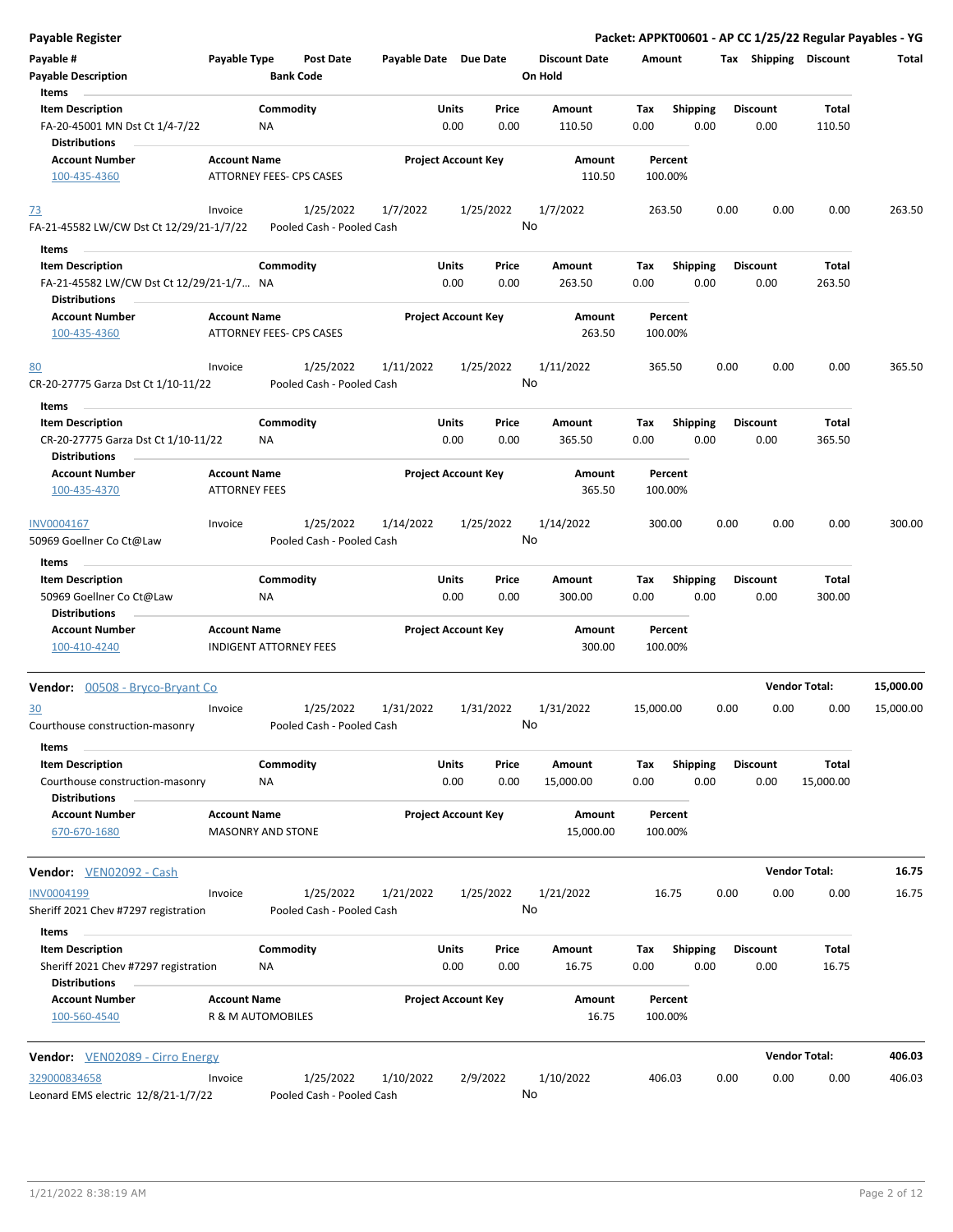**Payable Register** — **Packet: APPKT00601 - AP CC 1/25/22 Regular Payables - YG**

| Payable # | Payable Type | Post Date | Payable Date | Due Date | Discount Date | Amount | Tax | Shipping | Discount | Total |
|---|---|---|---|---|---|---|---|---|---|---|
| Payable Description | | Bank Code | | | On Hold | | | | | |

**Items**

| Item Description | Commodity | Units | Price | Amount | Tax | Shipping | Discount | Total |
|---|---|---|---|---|---|---|---|---|
| FA-20-45001 MN Dst Ct 1/4-7/22 | NA | 0.00 | 0.00 | 110.50 | 0.00 | 0.00 | 0.00 | 110.50 |

**Distributions**

| Account Number | Account Name | Project Account Key | Amount | Percent |
|---|---|---|---|---|
| 100-435-4360 | ATTORNEY FEES- CPS CASES | | 110.50 | 100.00% |

| Payable # | Payable Type | Post Date | Payable Date | Due Date | Discount Date | Amount | Tax | Shipping | Discount | Total |
|---|---|---|---|---|---|---|---|---|---|---|
| 73 | Invoice | 1/25/2022 | 1/7/2022 | 1/25/2022 | 1/7/2022 | 263.50 | 0.00 | 0.00 | 0.00 | 263.50 |
| FA-21-45582 LW/CW Dst Ct 12/29/21-1/7/22 | | Pooled Cash - Pooled Cash | | | No | | | | | |

**Items**

| Item Description | Commodity | Units | Price | Amount | Tax | Shipping | Discount | Total |
|---|---|---|---|---|---|---|---|---|
| FA-21-45582 LW/CW Dst Ct 12/29/21-1/7... | NA | 0.00 | 0.00 | 263.50 | 0.00 | 0.00 | 0.00 | 263.50 |

**Distributions**

| Account Number | Account Name | Project Account Key | Amount | Percent |
|---|---|---|---|---|
| 100-435-4360 | ATTORNEY FEES- CPS CASES | | 263.50 | 100.00% |

| Payable # | Payable Type | Post Date | Payable Date | Due Date | Discount Date | Amount | Tax | Shipping | Discount | Total |
|---|---|---|---|---|---|---|---|---|---|---|
| 80 | Invoice | 1/25/2022 | 1/11/2022 | 1/25/2022 | 1/11/2022 | 365.50 | 0.00 | 0.00 | 0.00 | 365.50 |
| CR-20-27775 Garza Dst Ct 1/10-11/22 | | Pooled Cash - Pooled Cash | | | No | | | | | |

**Items**

| Item Description | Commodity | Units | Price | Amount | Tax | Shipping | Discount | Total |
|---|---|---|---|---|---|---|---|---|
| CR-20-27775 Garza Dst Ct 1/10-11/22 | NA | 0.00 | 0.00 | 365.50 | 0.00 | 0.00 | 0.00 | 365.50 |

**Distributions**

| Account Number | Account Name | Project Account Key | Amount | Percent |
|---|---|---|---|---|
| 100-435-4370 | ATTORNEY FEES | | 365.50 | 100.00% |

| Payable # | Payable Type | Post Date | Payable Date | Due Date | Discount Date | Amount | Tax | Shipping | Discount | Total |
|---|---|---|---|---|---|---|---|---|---|---|
| INV0004167 | Invoice | 1/25/2022 | 1/14/2022 | 1/25/2022 | 1/14/2022 | 300.00 | 0.00 | 0.00 | 0.00 | 300.00 |
| 50969 Goellner Co Ct@Law | | Pooled Cash - Pooled Cash | | | No | | | | | |

**Items**

| Item Description | Commodity | Units | Price | Amount | Tax | Shipping | Discount | Total |
|---|---|---|---|---|---|---|---|---|
| 50969 Goellner Co Ct@Law | NA | 0.00 | 0.00 | 300.00 | 0.00 | 0.00 | 0.00 | 300.00 |

**Distributions**

| Account Number | Account Name | Project Account Key | Amount | Percent |
|---|---|---|---|---|
| 100-410-4240 | INDIGENT ATTORNEY FEES | | 300.00 | 100.00% |

## Vendor: 00508 - Bryco-Bryant Co — Vendor Total: 15,000.00

| Payable # | Payable Type | Post Date | Payable Date | Due Date | Discount Date | Amount | Tax | Shipping | Discount | Total |
|---|---|---|---|---|---|---|---|---|---|---|
| 30 | Invoice | 1/25/2022 | 1/31/2022 | 1/31/2022 | 1/31/2022 | 15,000.00 | 0.00 | 0.00 | 0.00 | 15,000.00 |
| Courthouse construction-masonry | | Pooled Cash - Pooled Cash | | | No | | | | | |

**Items**

| Item Description | Commodity | Units | Price | Amount | Tax | Shipping | Discount | Total |
|---|---|---|---|---|---|---|---|---|
| Courthouse construction-masonry | NA | 0.00 | 0.00 | 15,000.00 | 0.00 | 0.00 | 0.00 | 15,000.00 |

**Distributions**

| Account Number | Account Name | Project Account Key | Amount | Percent |
|---|---|---|---|---|
| 670-670-1680 | MASONRY AND STONE | | 15,000.00 | 100.00% |

## Vendor: VEN02092 - Cash — Vendor Total: 16.75

| Payable # | Payable Type | Post Date | Payable Date | Due Date | Discount Date | Amount | Tax | Shipping | Discount | Total |
|---|---|---|---|---|---|---|---|---|---|---|
| INV0004199 | Invoice | 1/25/2022 | 1/21/2022 | 1/25/2022 | 1/21/2022 | 16.75 | 0.00 | 0.00 | 0.00 | 16.75 |
| Sheriff 2021 Chev #7297 registration | | Pooled Cash - Pooled Cash | | | No | | | | | |

**Items**

| Item Description | Commodity | Units | Price | Amount | Tax | Shipping | Discount | Total |
|---|---|---|---|---|---|---|---|---|
| Sheriff 2021 Chev #7297 registration | NA | 0.00 | 0.00 | 16.75 | 0.00 | 0.00 | 0.00 | 16.75 |

**Distributions**

| Account Number | Account Name | Project Account Key | Amount | Percent |
|---|---|---|---|---|
| 100-560-4540 | R & M AUTOMOBILES | | 16.75 | 100.00% |

## Vendor: VEN02089 - Cirro Energy — Vendor Total: 406.03

| Payable # | Payable Type | Post Date | Payable Date | Due Date | Discount Date | Amount | Tax | Shipping | Discount | Total |
|---|---|---|---|---|---|---|---|---|---|---|
| 329000834658 | Invoice | 1/25/2022 | 1/10/2022 | 2/9/2022 | 1/10/2022 | 406.03 | 0.00 | 0.00 | 0.00 | 406.03 |
| Leonard EMS electric 12/8/21-1/7/22 | | Pooled Cash - Pooled Cash | | | No | | | | | |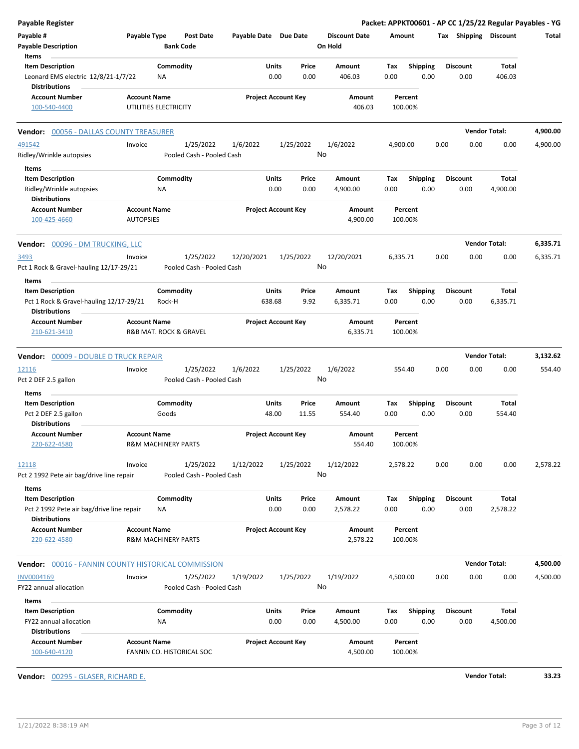**Payable Register** — **Packet: APPKT00601 - AP CC 1/25/22 Regular Payables - YG**

| Payable # | Payable Type | Post Date | Payable Date | Due Date | Discount Date | Amount | Tax | Shipping | Discount | Total |
|---|---|---|---|---|---|---|---|---|---|---|
| **Payable Description** | | **Bank Code** | | | **On Hold** | | | | | |

**Items**

| Item Description | Commodity | Units | Price | Amount | Tax | Shipping | Discount | Total |
|---|---|---|---|---|---|---|---|---|
| Leonard EMS electric 12/8/21-1/7/22 | NA | 0.00 | 0.00 | 406.03 | 0.00 | 0.00 | 0.00 | 406.03 |

**Distributions**

| Account Number | Account Name | Project Account Key | Amount | Percent |
|---|---|---|---|---|
| 100-540-4400 | UTILITIES ELECTRICITY | | 406.03 | 100.00% |

---

**Vendor:** 00056 - DALLAS COUNTY TREASURER — **Vendor Total:** **4,900.00**

| Payable # | Payable Type | Post Date | Payable Date | Due Date | Discount Date | Amount | Tax | Shipping | Discount | Total |
|---|---|---|---|---|---|---|---|---|---|---|
| 491542 | Invoice | 1/25/2022 | 1/6/2022 | 1/25/2022 | 1/6/2022 | 4,900.00 | 0.00 | 0.00 | 0.00 | 4,900.00 |
| Ridley/Wrinkle autopsies | | Pooled Cash - Pooled Cash | | | No | | | | | |

**Items**

| Item Description | Commodity | Units | Price | Amount | Tax | Shipping | Discount | Total |
|---|---|---|---|---|---|---|---|---|
| Ridley/Wrinkle autopsies | NA | 0.00 | 0.00 | 4,900.00 | 0.00 | 0.00 | 0.00 | 4,900.00 |

**Distributions**

| Account Number | Account Name | Project Account Key | Amount | Percent |
|---|---|---|---|---|
| 100-425-4660 | AUTOPSIES | | 4,900.00 | 100.00% |

---

**Vendor:** 00096 - DM TRUCKING, LLC — **Vendor Total:** **6,335.71**

| Payable # | Payable Type | Post Date | Payable Date | Due Date | Discount Date | Amount | Tax | Shipping | Discount | Total |
|---|---|---|---|---|---|---|---|---|---|---|
| 3493 | Invoice | 1/25/2022 | 12/20/2021 | 1/25/2022 | 12/20/2021 | 6,335.71 | 0.00 | 0.00 | 0.00 | 6,335.71 |
| Pct 1 Rock & Gravel-hauling 12/17-29/21 | | Pooled Cash - Pooled Cash | | | No | | | | | |

**Items**

| Item Description | Commodity | Units | Price | Amount | Tax | Shipping | Discount | Total |
|---|---|---|---|---|---|---|---|---|
| Pct 1 Rock & Gravel-hauling 12/17-29/21 | Rock-H | 638.68 | 9.92 | 6,335.71 | 0.00 | 0.00 | 0.00 | 6,335.71 |

**Distributions**

| Account Number | Account Name | Project Account Key | Amount | Percent |
|---|---|---|---|---|
| 210-621-3410 | R&B MAT. ROCK & GRAVEL | | 6,335.71 | 100.00% |

---

**Vendor:** 00009 - DOUBLE D TRUCK REPAIR — **Vendor Total:** **3,132.62**

| Payable # | Payable Type | Post Date | Payable Date | Due Date | Discount Date | Amount | Tax | Shipping | Discount | Total |
|---|---|---|---|---|---|---|---|---|---|---|
| 12116 | Invoice | 1/25/2022 | 1/6/2022 | 1/25/2022 | 1/6/2022 | 554.40 | 0.00 | 0.00 | 0.00 | 554.40 |
| Pct 2 DEF 2.5 gallon | | Pooled Cash - Pooled Cash | | | No | | | | | |

**Items**

| Item Description | Commodity | Units | Price | Amount | Tax | Shipping | Discount | Total |
|---|---|---|---|---|---|---|---|---|
| Pct 2 DEF 2.5 gallon | Goods | 48.00 | 11.55 | 554.40 | 0.00 | 0.00 | 0.00 | 554.40 |

**Distributions**

| Account Number | Account Name | Project Account Key | Amount | Percent |
|---|---|---|---|---|
| 220-622-4580 | R&M MACHINERY PARTS | | 554.40 | 100.00% |

| Payable # | Payable Type | Post Date | Payable Date | Due Date | Discount Date | Amount | Tax | Shipping | Discount | Total |
|---|---|---|---|---|---|---|---|---|---|---|
| 12118 | Invoice | 1/25/2022 | 1/12/2022 | 1/25/2022 | 1/12/2022 | 2,578.22 | 0.00 | 0.00 | 0.00 | 2,578.22 |
| Pct 2 1992 Pete air bag/drive line repair | | Pooled Cash - Pooled Cash | | | No | | | | | |

**Items**

| Item Description | Commodity | Units | Price | Amount | Tax | Shipping | Discount | Total |
|---|---|---|---|---|---|---|---|---|
| Pct 2 1992 Pete air bag/drive line repair | NA | 0.00 | 0.00 | 2,578.22 | 0.00 | 0.00 | 0.00 | 2,578.22 |

**Distributions**

| Account Number | Account Name | Project Account Key | Amount | Percent |
|---|---|---|---|---|
| 220-622-4580 | R&M MACHINERY PARTS | | 2,578.22 | 100.00% |

---

**Vendor:** 00016 - FANNIN COUNTY HISTORICAL COMMISSION — **Vendor Total:** **4,500.00**

| Payable # | Payable Type | Post Date | Payable Date | Due Date | Discount Date | Amount | Tax | Shipping | Discount | Total |
|---|---|---|---|---|---|---|---|---|---|---|
| INV0004169 | Invoice | 1/25/2022 | 1/19/2022 | 1/25/2022 | 1/19/2022 | 4,500.00 | 0.00 | 0.00 | 0.00 | 4,500.00 |
| FY22 annual allocation | | Pooled Cash - Pooled Cash | | | No | | | | | |

**Items**

| Item Description | Commodity | Units | Price | Amount | Tax | Shipping | Discount | Total |
|---|---|---|---|---|---|---|---|---|
| FY22 annual allocation | NA | 0.00 | 0.00 | 4,500.00 | 0.00 | 0.00 | 0.00 | 4,500.00 |

**Distributions**

| Account Number | Account Name | Project Account Key | Amount | Percent |
|---|---|---|---|---|
| 100-640-4120 | FANNIN CO. HISTORICAL SOC | | 4,500.00 | 100.00% |

---

**Vendor:** 00295 - GLASER, RICHARD E. — **Vendor Total:** **33.23**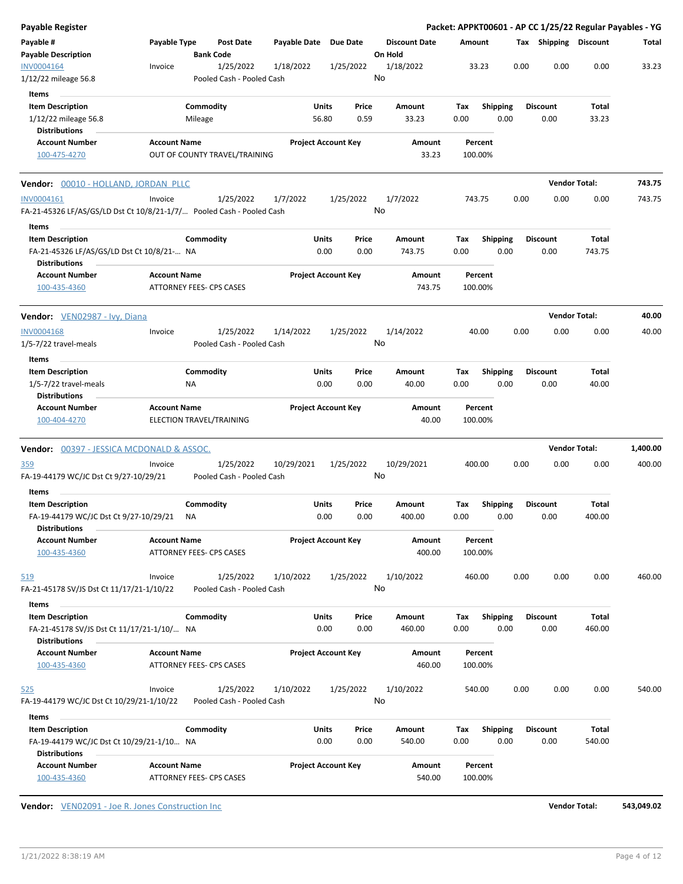**Payable Register** — **Packet: APPKT00601 - AP CC 1/25/22 Regular Payables - YG**

| Payable # / Payable Description | Payable Type | Post Date / Bank Code | Payable Date | Due Date | Discount Date / On Hold | Amount | Tax | Shipping | Discount | Total |
|---|---|---|---|---|---|---|---|---|---|---|
| INV0004164 | Invoice | 1/25/2022 | 1/18/2022 | 1/25/2022 | 1/18/2022 | 33.23 | 0.00 | 0.00 | 0.00 | 33.23 |
| 1/12/22 mileage 56.8 | | Pooled Cash - Pooled Cash | | | No | | | | | |

**Items**

| Item Description | Commodity | Units | Price | Amount | Tax | Shipping | Discount | Total |
|---|---|---|---|---|---|---|---|---|
| 1/12/22 mileage 56.8 | Mileage | 56.80 | 0.59 | 33.23 | 0.00 | 0.00 | 0.00 | 33.23 |

**Distributions**

| Account Number | Account Name | Project Account Key | Amount | Percent |
|---|---|---|---|---|
| 100-475-4270 | OUT OF COUNTY TRAVEL/TRAINING | | 33.23 | 100.00% |

**Vendor:** 00010 - HOLLAND, JORDAN PLLC — **Vendor Total: 743.75**

| Payable # / Payable Description | Payable Type | Post Date / Bank Code | Payable Date | Due Date | Discount Date / On Hold | Amount | Tax | Shipping | Discount | Total |
|---|---|---|---|---|---|---|---|---|---|---|
| INV0004161 | Invoice | 1/25/2022 | 1/7/2022 | 1/25/2022 | 1/7/2022 | 743.75 | 0.00 | 0.00 | 0.00 | 743.75 |
| FA-21-45326 LF/AS/GS/LD Dst Ct 10/8/21-1/7/... | | Pooled Cash - Pooled Cash | | | No | | | | | |

**Items**

| Item Description | Commodity | Units | Price | Amount | Tax | Shipping | Discount | Total |
|---|---|---|---|---|---|---|---|---|
| FA-21-45326 LF/AS/GS/LD Dst Ct 10/8/21-... | NA | 0.00 | 0.00 | 743.75 | 0.00 | 0.00 | 0.00 | 743.75 |

**Distributions**

| Account Number | Account Name | Project Account Key | Amount | Percent |
|---|---|---|---|---|
| 100-435-4360 | ATTORNEY FEES- CPS CASES | | 743.75 | 100.00% |

**Vendor:** VEN02987 - Ivy, Diana — **Vendor Total: 40.00**

| Payable # / Payable Description | Payable Type | Post Date / Bank Code | Payable Date | Due Date | Discount Date / On Hold | Amount | Tax | Shipping | Discount | Total |
|---|---|---|---|---|---|---|---|---|---|---|
| INV0004168 | Invoice | 1/25/2022 | 1/14/2022 | 1/25/2022 | 1/14/2022 | 40.00 | 0.00 | 0.00 | 0.00 | 40.00 |
| 1/5-7/22 travel-meals | | Pooled Cash - Pooled Cash | | | No | | | | | |

**Items**

| Item Description | Commodity | Units | Price | Amount | Tax | Shipping | Discount | Total |
|---|---|---|---|---|---|---|---|---|
| 1/5-7/22 travel-meals | NA | 0.00 | 0.00 | 40.00 | 0.00 | 0.00 | 0.00 | 40.00 |

**Distributions**

| Account Number | Account Name | Project Account Key | Amount | Percent |
|---|---|---|---|---|
| 100-404-4270 | ELECTION TRAVEL/TRAINING | | 40.00 | 100.00% |

**Vendor:** 00397 - JESSICA MCDONALD & ASSOC. — **Vendor Total: 1,400.00**

| Payable # / Payable Description | Payable Type | Post Date / Bank Code | Payable Date | Due Date | Discount Date / On Hold | Amount | Tax | Shipping | Discount | Total |
|---|---|---|---|---|---|---|---|---|---|---|
| 359 | Invoice | 1/25/2022 | 10/29/2021 | 1/25/2022 | 10/29/2021 | 400.00 | 0.00 | 0.00 | 0.00 | 400.00 |
| FA-19-44179 WC/JC Dst Ct 9/27-10/29/21 | | Pooled Cash - Pooled Cash | | | No | | | | | |

**Items**

| Item Description | Commodity | Units | Price | Amount | Tax | Shipping | Discount | Total |
|---|---|---|---|---|---|---|---|---|
| FA-19-44179 WC/JC Dst Ct 9/27-10/29/21 | NA | 0.00 | 0.00 | 400.00 | 0.00 | 0.00 | 0.00 | 400.00 |

**Distributions**

| Account Number | Account Name | Project Account Key | Amount | Percent |
|---|---|---|---|---|
| 100-435-4360 | ATTORNEY FEES- CPS CASES | | 400.00 | 100.00% |

| Payable # / Payable Description | Payable Type | Post Date / Bank Code | Payable Date | Due Date | Discount Date / On Hold | Amount | Tax | Shipping | Discount | Total |
|---|---|---|---|---|---|---|---|---|---|---|
| 519 | Invoice | 1/25/2022 | 1/10/2022 | 1/25/2022 | 1/10/2022 | 460.00 | 0.00 | 0.00 | 0.00 | 460.00 |
| FA-21-45178 SV/JS Dst Ct 11/17/21-1/10/22 | | Pooled Cash - Pooled Cash | | | No | | | | | |

**Items**

| Item Description | Commodity | Units | Price | Amount | Tax | Shipping | Discount | Total |
|---|---|---|---|---|---|---|---|---|
| FA-21-45178 SV/JS Dst Ct 11/17/21-1/10/... | NA | 0.00 | 0.00 | 460.00 | 0.00 | 0.00 | 0.00 | 460.00 |

**Distributions**

| Account Number | Account Name | Project Account Key | Amount | Percent |
|---|---|---|---|---|
| 100-435-4360 | ATTORNEY FEES- CPS CASES | | 460.00 | 100.00% |

| Payable # / Payable Description | Payable Type | Post Date / Bank Code | Payable Date | Due Date | Discount Date / On Hold | Amount | Tax | Shipping | Discount | Total |
|---|---|---|---|---|---|---|---|---|---|---|
| 525 | Invoice | 1/25/2022 | 1/10/2022 | 1/25/2022 | 1/10/2022 | 540.00 | 0.00 | 0.00 | 0.00 | 540.00 |
| FA-19-44179 WC/JC Dst Ct 10/29/21-1/10/22 | | Pooled Cash - Pooled Cash | | | No | | | | | |

**Items**

| Item Description | Commodity | Units | Price | Amount | Tax | Shipping | Discount | Total |
|---|---|---|---|---|---|---|---|---|
| FA-19-44179 WC/JC Dst Ct 10/29/21-1/10... | NA | 0.00 | 0.00 | 540.00 | 0.00 | 0.00 | 0.00 | 540.00 |

**Distributions**

| Account Number | Account Name | Project Account Key | Amount | Percent |
|---|---|---|---|---|
| 100-435-4360 | ATTORNEY FEES- CPS CASES | | 540.00 | 100.00% |

**Vendor:** VEN02091 - Joe R. Jones Construction Inc — **Vendor Total: 543,049.02**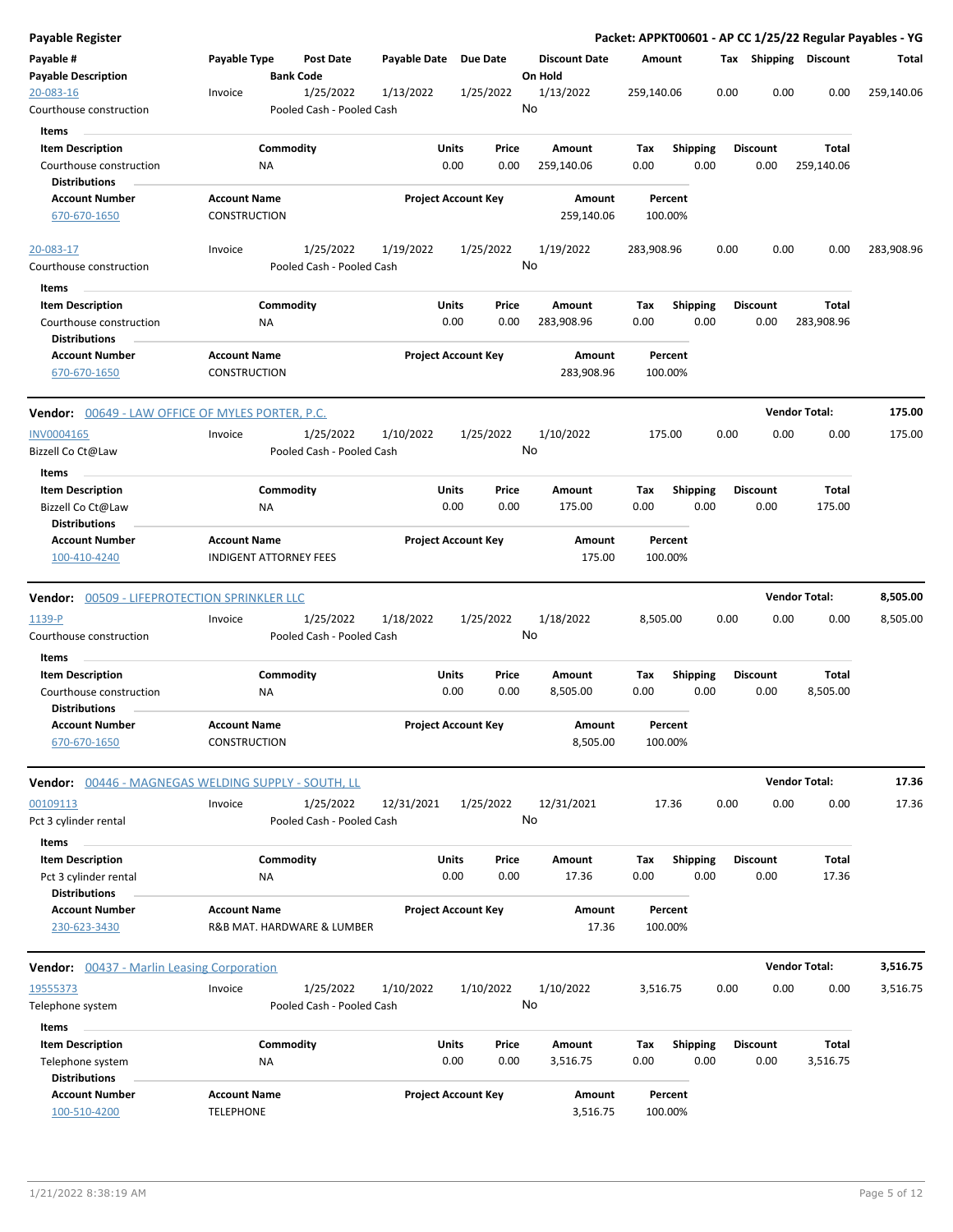| Payable # | Payable Type | Post Date | Payable Date | Due Date | Discount Date | Amount | Tax | Shipping | Discount | Total |
|---|---|---|---|---|---|---|---|---|---|---|
| **Payable Description** | | **Bank Code** | | | **On Hold** | | | | | |
| 20-083-16 | Invoice | 1/25/2022 | 1/13/2022 | 1/25/2022 | 1/13/2022 | 259,140.06 | 0.00 | 0.00 | 0.00 | 259,140.06 |
| Courthouse construction | | Pooled Cash - Pooled Cash | | | No | | | | | |

**Items**

| Item Description | Commodity | Units | Price | Amount | Tax | Shipping | Discount | Total |
|---|---|---|---|---|---|---|---|---|
| Courthouse construction | NA | 0.00 | 0.00 | 259,140.06 | 0.00 | 0.00 | 0.00 | 259,140.06 |

**Distributions**

| Account Number | Account Name | Project Account Key | Amount | Percent |
|---|---|---|---|---|
| 670-670-1650 | CONSTRUCTION | | 259,140.06 | 100.00% |

| Payable # | Payable Type | Post Date | Payable Date | Due Date | Discount Date | Amount | Tax | Shipping | Discount | Total |
|---|---|---|---|---|---|---|---|---|---|---|
| 20-083-17 | Invoice | 1/25/2022 | 1/19/2022 | 1/25/2022 | 1/19/2022 | 283,908.96 | 0.00 | 0.00 | 0.00 | 283,908.96 |
| Courthouse construction | | Pooled Cash - Pooled Cash | | | No | | | | | |

**Items**

| Item Description | Commodity | Units | Price | Amount | Tax | Shipping | Discount | Total |
|---|---|---|---|---|---|---|---|---|
| Courthouse construction | NA | 0.00 | 0.00 | 283,908.96 | 0.00 | 0.00 | 0.00 | 283,908.96 |

**Distributions**

| Account Number | Account Name | Project Account Key | Amount | Percent |
|---|---|---|---|---|
| 670-670-1650 | CONSTRUCTION | | 283,908.96 | 100.00% |

## Vendor: 00649 - LAW OFFICE OF MYLES PORTER, P.C. — Vendor Total: 175.00

| Payable # | Payable Type | Post Date | Payable Date | Due Date | Discount Date | Amount | Tax | Shipping | Discount | Total |
|---|---|---|---|---|---|---|---|---|---|---|
| INV0004165 | Invoice | 1/25/2022 | 1/10/2022 | 1/25/2022 | 1/10/2022 | 175.00 | 0.00 | 0.00 | 0.00 | 175.00 |
| Bizzell Co Ct@Law | | Pooled Cash - Pooled Cash | | | No | | | | | |

**Items**

| Item Description | Commodity | Units | Price | Amount | Tax | Shipping | Discount | Total |
|---|---|---|---|---|---|---|---|---|
| Bizzell Co Ct@Law | NA | 0.00 | 0.00 | 175.00 | 0.00 | 0.00 | 0.00 | 175.00 |

**Distributions**

| Account Number | Account Name | Project Account Key | Amount | Percent |
|---|---|---|---|---|
| 100-410-4240 | INDIGENT ATTORNEY FEES | | 175.00 | 100.00% |

## Vendor: 00509 - LIFEPROTECTION SPRINKLER LLC — Vendor Total: 8,505.00

| Payable # | Payable Type | Post Date | Payable Date | Due Date | Discount Date | Amount | Tax | Shipping | Discount | Total |
|---|---|---|---|---|---|---|---|---|---|---|
| 1139-P | Invoice | 1/25/2022 | 1/18/2022 | 1/25/2022 | 1/18/2022 | 8,505.00 | 0.00 | 0.00 | 0.00 | 8,505.00 |
| Courthouse construction | | Pooled Cash - Pooled Cash | | | No | | | | | |

**Items**

| Item Description | Commodity | Units | Price | Amount | Tax | Shipping | Discount | Total |
|---|---|---|---|---|---|---|---|---|
| Courthouse construction | NA | 0.00 | 0.00 | 8,505.00 | 0.00 | 0.00 | 0.00 | 8,505.00 |

**Distributions**

| Account Number | Account Name | Project Account Key | Amount | Percent |
|---|---|---|---|---|
| 670-670-1650 | CONSTRUCTION | | 8,505.00 | 100.00% |

## Vendor: 00446 - MAGNEGAS WELDING SUPPLY - SOUTH, LL — Vendor Total: 17.36

| Payable # | Payable Type | Post Date | Payable Date | Due Date | Discount Date | Amount | Tax | Shipping | Discount | Total |
|---|---|---|---|---|---|---|---|---|---|---|
| 00109113 | Invoice | 1/25/2022 | 12/31/2021 | 1/25/2022 | 12/31/2021 | 17.36 | 0.00 | 0.00 | 0.00 | 17.36 |
| Pct 3 cylinder rental | | Pooled Cash - Pooled Cash | | | No | | | | | |

**Items**

| Item Description | Commodity | Units | Price | Amount | Tax | Shipping | Discount | Total |
|---|---|---|---|---|---|---|---|---|
| Pct 3 cylinder rental | NA | 0.00 | 0.00 | 17.36 | 0.00 | 0.00 | 0.00 | 17.36 |

**Distributions**

| Account Number | Account Name | Project Account Key | Amount | Percent |
|---|---|---|---|---|
| 230-623-3430 | R&B MAT. HARDWARE & LUMBER | | 17.36 | 100.00% |

## Vendor: 00437 - Marlin Leasing Corporation — Vendor Total: 3,516.75

| Payable # | Payable Type | Post Date | Payable Date | Due Date | Discount Date | Amount | Tax | Shipping | Discount | Total |
|---|---|---|---|---|---|---|---|---|---|---|
| 19555373 | Invoice | 1/25/2022 | 1/10/2022 | 1/10/2022 | 1/10/2022 | 3,516.75 | 0.00 | 0.00 | 0.00 | 3,516.75 |
| Telephone system | | Pooled Cash - Pooled Cash | | | No | | | | | |

**Items**

| Item Description | Commodity | Units | Price | Amount | Tax | Shipping | Discount | Total |
|---|---|---|---|---|---|---|---|---|
| Telephone system | NA | 0.00 | 0.00 | 3,516.75 | 0.00 | 0.00 | 0.00 | 3,516.75 |

**Distributions**

| Account Number | Account Name | Project Account Key | Amount | Percent |
|---|---|---|---|---|
| 100-510-4200 | TELEPHONE | | 3,516.75 | 100.00% |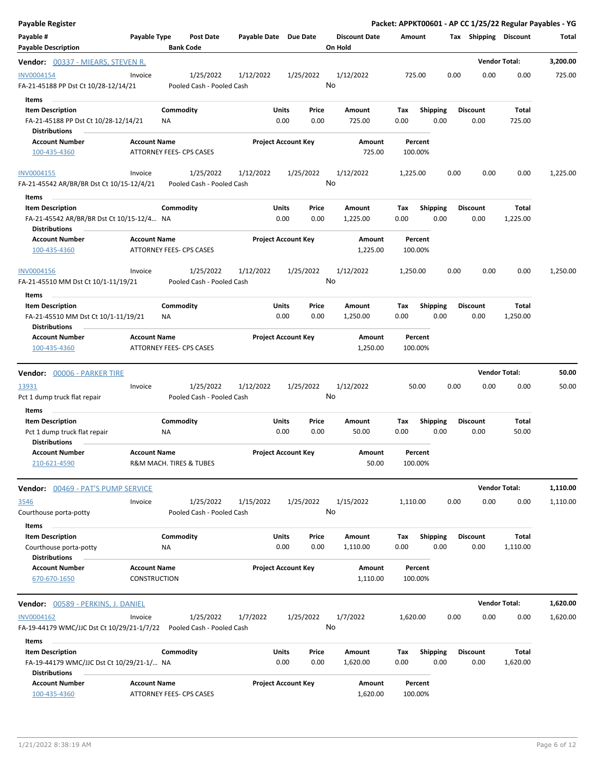**Payable Register** — **Packet: APPKT00601 - AP CC 1/25/22 Regular Payables - YG**

| Payable # / Payable Description | Payable Type | Post Date / Bank Code | Payable Date | Due Date | Discount Date / On Hold | Amount | Tax | Shipping | Discount | Total |
|---|---|---|---|---|---|---|---|---|---|---|

## Vendor: 00337 - MIEARS, STEVEN R. — Vendor Total: 3,200.00

| Payable # | Payable Type | Post Date | Payable Date | Due Date | Discount Date | Amount | Tax | Shipping | Discount | Total |
|---|---|---|---|---|---|---|---|---|---|---|
| INV0004154 | Invoice | 1/25/2022 | 1/12/2022 | 1/25/2022 | 1/12/2022 | 725.00 | 0.00 | 0.00 | 0.00 | 725.00 |

FA-21-45188 PP Dst Ct 10/28-12/14/21 — Pooled Cash - Pooled Cash — On Hold: No

**Items**

| Item Description | Commodity | Units | Price | Amount | Tax | Shipping | Discount | Total |
|---|---|---|---|---|---|---|---|---|
| FA-21-45188 PP Dst Ct 10/28-12/14/21 | NA | 0.00 | 0.00 | 725.00 | 0.00 | 0.00 | 0.00 | 725.00 |

**Distributions**

| Account Number | Account Name | Project Account Key | Amount | Percent |
|---|---|---|---|---|
| 100-435-4360 | ATTORNEY FEES- CPS CASES | | 725.00 | 100.00% |

| Payable # | Payable Type | Post Date | Payable Date | Due Date | Discount Date | Amount | Tax | Shipping | Discount | Total |
|---|---|---|---|---|---|---|---|---|---|---|
| INV0004155 | Invoice | 1/25/2022 | 1/12/2022 | 1/25/2022 | 1/12/2022 | 1,225.00 | 0.00 | 0.00 | 0.00 | 1,225.00 |

FA-21-45542 AR/BR/BR Dst Ct 10/15-12/4/21 — Pooled Cash - Pooled Cash — On Hold: No

**Items**

| Item Description | Commodity | Units | Price | Amount | Tax | Shipping | Discount | Total |
|---|---|---|---|---|---|---|---|---|
| FA-21-45542 AR/BR/BR Dst Ct 10/15-12/4... | NA | 0.00 | 0.00 | 1,225.00 | 0.00 | 0.00 | 0.00 | 1,225.00 |

**Distributions**

| Account Number | Account Name | Project Account Key | Amount | Percent |
|---|---|---|---|---|
| 100-435-4360 | ATTORNEY FEES- CPS CASES | | 1,225.00 | 100.00% |

| Payable # | Payable Type | Post Date | Payable Date | Due Date | Discount Date | Amount | Tax | Shipping | Discount | Total |
|---|---|---|---|---|---|---|---|---|---|---|
| INV0004156 | Invoice | 1/25/2022 | 1/12/2022 | 1/25/2022 | 1/12/2022 | 1,250.00 | 0.00 | 0.00 | 0.00 | 1,250.00 |

FA-21-45510 MM Dst Ct 10/1-11/19/21 — Pooled Cash - Pooled Cash — On Hold: No

**Items**

| Item Description | Commodity | Units | Price | Amount | Tax | Shipping | Discount | Total |
|---|---|---|---|---|---|---|---|---|
| FA-21-45510 MM Dst Ct 10/1-11/19/21 | NA | 0.00 | 0.00 | 1,250.00 | 0.00 | 0.00 | 0.00 | 1,250.00 |

**Distributions**

| Account Number | Account Name | Project Account Key | Amount | Percent |
|---|---|---|---|---|
| 100-435-4360 | ATTORNEY FEES- CPS CASES | | 1,250.00 | 100.00% |

## Vendor: 00006 - PARKER TIRE — Vendor Total: 50.00

| Payable # | Payable Type | Post Date | Payable Date | Due Date | Discount Date | Amount | Tax | Shipping | Discount | Total |
|---|---|---|---|---|---|---|---|---|---|---|
| 13931 | Invoice | 1/25/2022 | 1/12/2022 | 1/25/2022 | 1/12/2022 | 50.00 | 0.00 | 0.00 | 0.00 | 50.00 |

Pct 1 dump truck flat repair — Pooled Cash - Pooled Cash — On Hold: No

**Items**

| Item Description | Commodity | Units | Price | Amount | Tax | Shipping | Discount | Total |
|---|---|---|---|---|---|---|---|---|
| Pct 1 dump truck flat repair | NA | 0.00 | 0.00 | 50.00 | 0.00 | 0.00 | 0.00 | 50.00 |

**Distributions**

| Account Number | Account Name | Project Account Key | Amount | Percent |
|---|---|---|---|---|
| 210-621-4590 | R&M MACH. TIRES & TUBES | | 50.00 | 100.00% |

## Vendor: 00469 - PAT'S PUMP SERVICE — Vendor Total: 1,110.00

| Payable # | Payable Type | Post Date | Payable Date | Due Date | Discount Date | Amount | Tax | Shipping | Discount | Total |
|---|---|---|---|---|---|---|---|---|---|---|
| 3546 | Invoice | 1/25/2022 | 1/15/2022 | 1/25/2022 | 1/15/2022 | 1,110.00 | 0.00 | 0.00 | 0.00 | 1,110.00 |

Courthouse porta-potty — Pooled Cash - Pooled Cash — On Hold: No

**Items**

| Item Description | Commodity | Units | Price | Amount | Tax | Shipping | Discount | Total |
|---|---|---|---|---|---|---|---|---|
| Courthouse porta-potty | NA | 0.00 | 0.00 | 1,110.00 | 0.00 | 0.00 | 0.00 | 1,110.00 |

**Distributions**

| Account Number | Account Name | Project Account Key | Amount | Percent |
|---|---|---|---|---|
| 670-670-1650 | CONSTRUCTION | | 1,110.00 | 100.00% |

## Vendor: 00589 - PERKINS, J. DANIEL — Vendor Total: 1,620.00

| Payable # | Payable Type | Post Date | Payable Date | Due Date | Discount Date | Amount | Tax | Shipping | Discount | Total |
|---|---|---|---|---|---|---|---|---|---|---|
| INV0004162 | Invoice | 1/25/2022 | 1/7/2022 | 1/25/2022 | 1/7/2022 | 1,620.00 | 0.00 | 0.00 | 0.00 | 1,620.00 |

FA-19-44179 WMC/JJC Dst Ct 10/29/21-1/7/22 — Pooled Cash - Pooled Cash — On Hold: No

**Items**

| Item Description | Commodity | Units | Price | Amount | Tax | Shipping | Discount | Total |
|---|---|---|---|---|---|---|---|---|
| FA-19-44179 WMC/JJC Dst Ct 10/29/21-1/... | NA | 0.00 | 0.00 | 1,620.00 | 0.00 | 0.00 | 0.00 | 1,620.00 |

**Distributions**

| Account Number | Account Name | Project Account Key | Amount | Percent |
|---|---|---|---|---|
| 100-435-4360 | ATTORNEY FEES- CPS CASES | | 1,620.00 | 100.00% |

1/21/2022 8:38:19 AM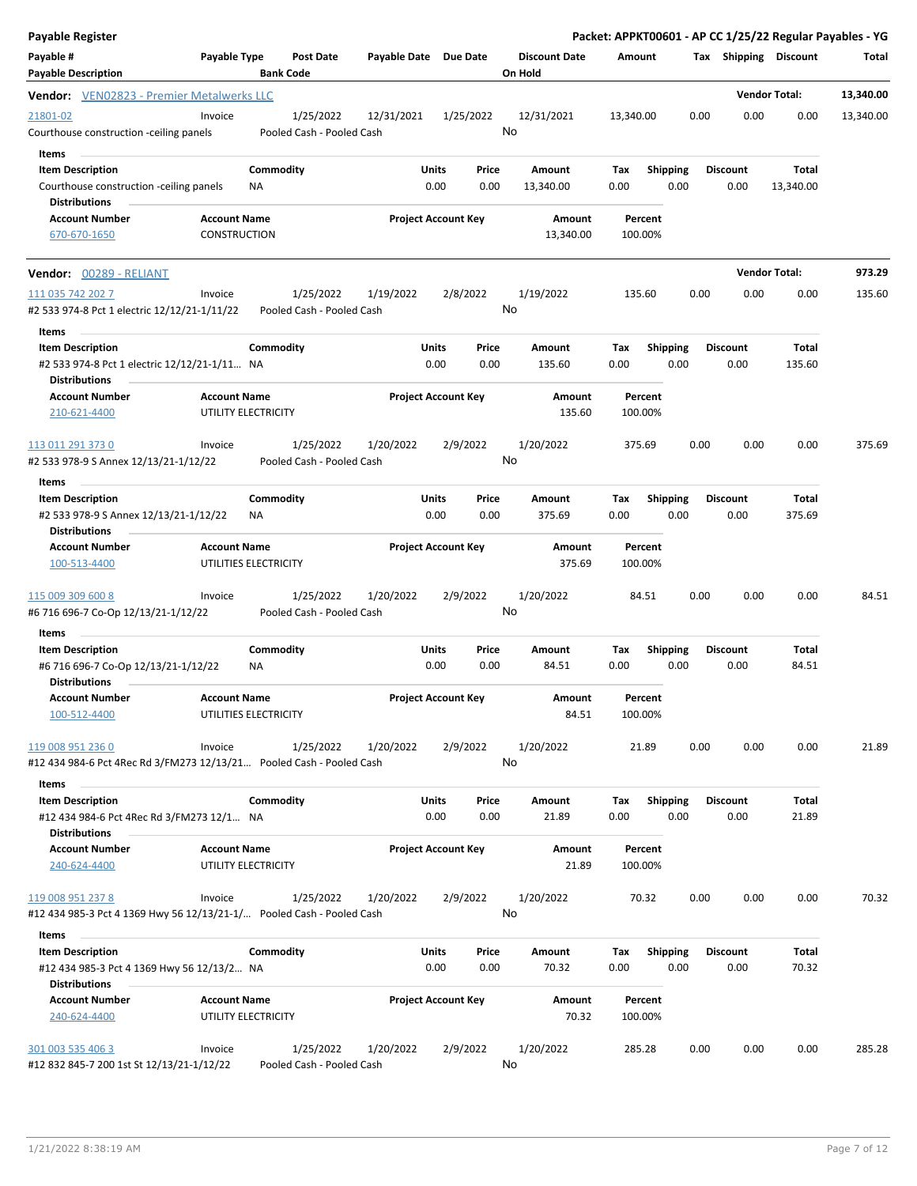# Payable Register

**Packet: APPKT00601 - AP CC 1/25/22 Regular Payables - YG**

| Payable # | Payable Type | Post Date | Payable Date | Due Date | Discount Date | Amount | Tax | Shipping | Discount | Total |
|---|---|---|---|---|---|---|---|---|---|---|
| Payable Description | | Bank Code | | | On Hold | | | | | |

## Vendor: VEN02823 - Premier Metalwerks LLC

**Vendor Total: 13,340.00**

| Payable # | Payable Type | Post Date | Payable Date | Due Date | Discount Date | Amount | Tax | Shipping | Discount | Total |
|---|---|---|---|---|---|---|---|---|---|---|
| 21801-02 | Invoice | 1/25/2022 | 12/31/2021 | 1/25/2022 | 12/31/2021 | 13,340.00 | 0.00 | 0.00 | 0.00 | 13,340.00 |
| Courthouse construction -ceiling panels | | Pooled Cash - Pooled Cash | | | No | | | | | |

**Items**

| Item Description | Commodity | Units | Price | Amount | Tax | Shipping | Discount | Total |
|---|---|---|---|---|---|---|---|---|
| Courthouse construction -ceiling panels | NA | 0.00 | 0.00 | 13,340.00 | 0.00 | 0.00 | 0.00 | 13,340.00 |

**Distributions**

| Account Number | Account Name | Project Account Key | Amount | Percent |
|---|---|---|---|---|
| 670-670-1650 | CONSTRUCTION | | 13,340.00 | 100.00% |

## Vendor: 00289 - RELIANT

**Vendor Total: 973.29**

| Payable # | Payable Type | Post Date | Payable Date | Due Date | Discount Date | Amount | Tax | Shipping | Discount | Total |
|---|---|---|---|---|---|---|---|---|---|---|
| 111 035 742 202 7 | Invoice | 1/25/2022 | 1/19/2022 | 2/8/2022 | 1/19/2022 | 135.60 | 0.00 | 0.00 | 0.00 | 135.60 |
| #2 533 974-8 Pct 1 electric 12/12/21-1/11/22 | | Pooled Cash - Pooled Cash | | | No | | | | | |

**Items**

| Item Description | Commodity | Units | Price | Amount | Tax | Shipping | Discount | Total |
|---|---|---|---|---|---|---|---|---|
| #2 533 974-8 Pct 1 electric 12/12/21-1/11... | NA | 0.00 | 0.00 | 135.60 | 0.00 | 0.00 | 0.00 | 135.60 |

**Distributions**

| Account Number | Account Name | Project Account Key | Amount | Percent |
|---|---|---|---|---|
| 210-621-4400 | UTILITY ELECTRICITY | | 135.60 | 100.00% |

| Payable # | Payable Type | Post Date | Payable Date | Due Date | Discount Date | Amount | Tax | Shipping | Discount | Total |
|---|---|---|---|---|---|---|---|---|---|---|
| 113 011 291 373 0 | Invoice | 1/25/2022 | 1/20/2022 | 2/9/2022 | 1/20/2022 | 375.69 | 0.00 | 0.00 | 0.00 | 375.69 |
| #2 533 978-9 S Annex 12/13/21-1/12/22 | | Pooled Cash - Pooled Cash | | | No | | | | | |

**Items**

| Item Description | Commodity | Units | Price | Amount | Tax | Shipping | Discount | Total |
|---|---|---|---|---|---|---|---|---|
| #2 533 978-9 S Annex 12/13/21-1/12/22 | NA | 0.00 | 0.00 | 375.69 | 0.00 | 0.00 | 0.00 | 375.69 |

**Distributions**

| Account Number | Account Name | Project Account Key | Amount | Percent |
|---|---|---|---|---|
| 100-513-4400 | UTILITIES ELECTRICITY | | 375.69 | 100.00% |

| Payable # | Payable Type | Post Date | Payable Date | Due Date | Discount Date | Amount | Tax | Shipping | Discount | Total |
|---|---|---|---|---|---|---|---|---|---|---|
| 115 009 309 600 8 | Invoice | 1/25/2022 | 1/20/2022 | 2/9/2022 | 1/20/2022 | 84.51 | 0.00 | 0.00 | 0.00 | 84.51 |
| #6 716 696-7 Co-Op 12/13/21-1/12/22 | | Pooled Cash - Pooled Cash | | | No | | | | | |

**Items**

| Item Description | Commodity | Units | Price | Amount | Tax | Shipping | Discount | Total |
|---|---|---|---|---|---|---|---|---|
| #6 716 696-7 Co-Op 12/13/21-1/12/22 | NA | 0.00 | 0.00 | 84.51 | 0.00 | 0.00 | 0.00 | 84.51 |

**Distributions**

| Account Number | Account Name | Project Account Key | Amount | Percent |
|---|---|---|---|---|
| 100-512-4400 | UTILITIES ELECTRICITY | | 84.51 | 100.00% |

| Payable # | Payable Type | Post Date | Payable Date | Due Date | Discount Date | Amount | Tax | Shipping | Discount | Total |
|---|---|---|---|---|---|---|---|---|---|---|
| 119 008 951 236 0 | Invoice | 1/25/2022 | 1/20/2022 | 2/9/2022 | 1/20/2022 | 21.89 | 0.00 | 0.00 | 0.00 | 21.89 |
| #12 434 984-6 Pct 4Rec Rd 3/FM273 12/13/21... | | Pooled Cash - Pooled Cash | | | No | | | | | |

**Items**

| Item Description | Commodity | Units | Price | Amount | Tax | Shipping | Discount | Total |
|---|---|---|---|---|---|---|---|---|
| #12 434 984-6 Pct 4Rec Rd 3/FM273 12/1... | NA | 0.00 | 0.00 | 21.89 | 0.00 | 0.00 | 0.00 | 21.89 |

**Distributions**

| Account Number | Account Name | Project Account Key | Amount | Percent |
|---|---|---|---|---|
| 240-624-4400 | UTILITY ELECTRICITY | | 21.89 | 100.00% |

| Payable # | Payable Type | Post Date | Payable Date | Due Date | Discount Date | Amount | Tax | Shipping | Discount | Total |
|---|---|---|---|---|---|---|---|---|---|---|
| 119 008 951 237 8 | Invoice | 1/25/2022 | 1/20/2022 | 2/9/2022 | 1/20/2022 | 70.32 | 0.00 | 0.00 | 0.00 | 70.32 |
| #12 434 985-3 Pct 4 1369 Hwy 56 12/13/21-1/... | | Pooled Cash - Pooled Cash | | | No | | | | | |

**Items**

| Item Description | Commodity | Units | Price | Amount | Tax | Shipping | Discount | Total |
|---|---|---|---|---|---|---|---|---|
| #12 434 985-3 Pct 4 1369 Hwy 56 12/13/2... | NA | 0.00 | 0.00 | 70.32 | 0.00 | 0.00 | 0.00 | 70.32 |

**Distributions**

| Account Number | Account Name | Project Account Key | Amount | Percent |
|---|---|---|---|---|
| 240-624-4400 | UTILITY ELECTRICITY | | 70.32 | 100.00% |

| Payable # | Payable Type | Post Date | Payable Date | Due Date | Discount Date | Amount | Tax | Shipping | Discount | Total |
|---|---|---|---|---|---|---|---|---|---|---|
| 301 003 535 406 3 | Invoice | 1/25/2022 | 1/20/2022 | 2/9/2022 | 1/20/2022 | 285.28 | 0.00 | 0.00 | 0.00 | 285.28 |
| #12 832 845-7 200 1st St 12/13/21-1/12/22 | | Pooled Cash - Pooled Cash | | | No | | | | | |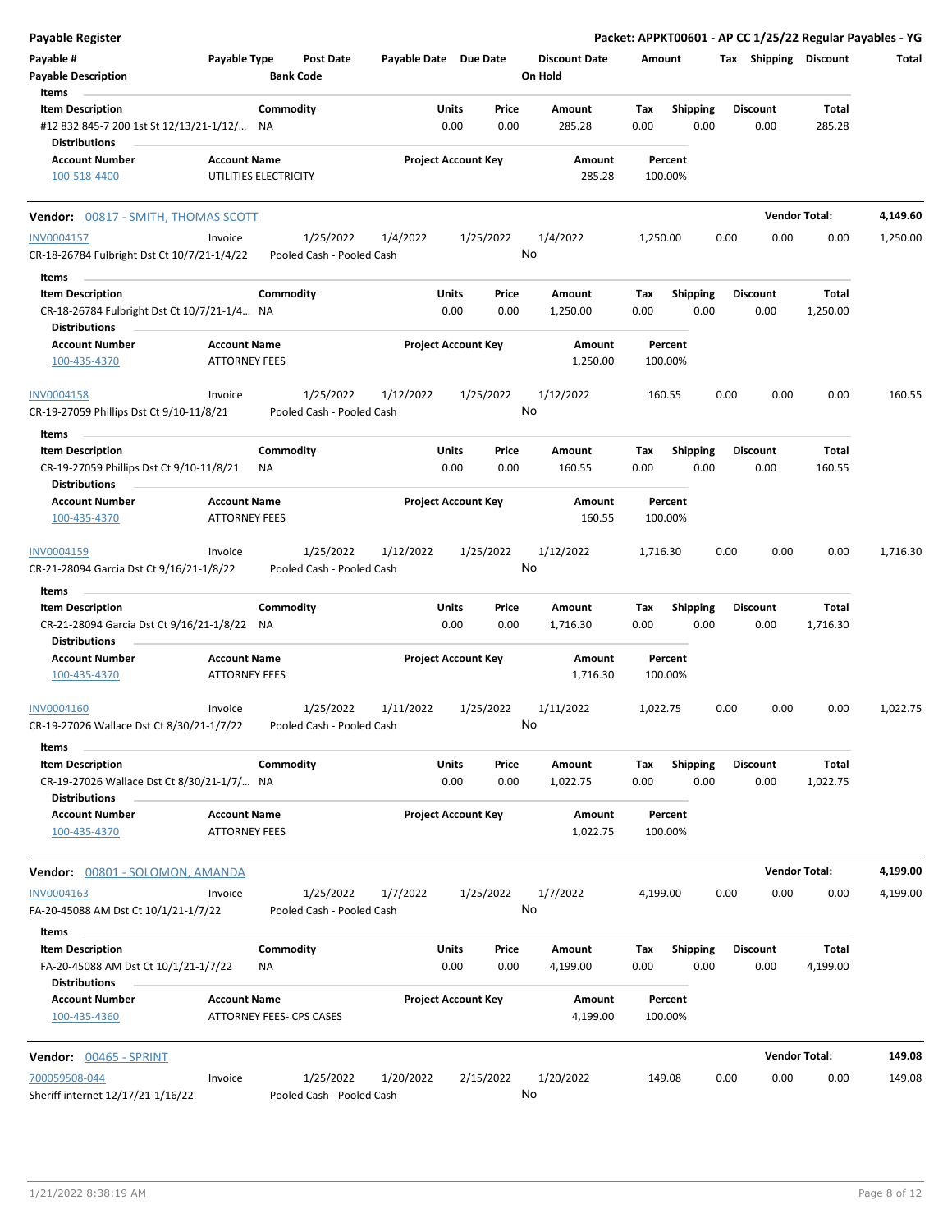**Payable Register** — Packet: APPKT00601 - AP CC 1/25/22 Regular Payables - YG

| Payable # | Payable Type | Post Date | Payable Date | Due Date | Discount Date | Amount | Tax | Shipping | Discount | Total |
|---|---|---|---|---|---|---|---|---|---|---|
| Payable Description | | Bank Code | | | On Hold | | | | | |

**Items**

| Item Description | Commodity | Units | Price | Amount | Tax | Shipping | Discount | Total |
|---|---|---|---|---|---|---|---|---|
| #12 832 845-7 200 1st St 12/13/21-1/12/... | NA | 0.00 | 0.00 | 285.28 | 0.00 | 0.00 | 0.00 | 285.28 |

**Distributions**

| Account Number | Account Name | Project Account Key | Amount | Percent |
|---|---|---|---|---|
| 100-518-4400 | UTILITIES ELECTRICITY | | 285.28 | 100.00% |

## Vendor: 00817 - SMITH, THOMAS SCOTT — Vendor Total: 4,149.60

| Payable # | Payable Type | Post Date | Payable Date | Due Date | Discount Date | Amount | Tax | Shipping | Discount | Total |
|---|---|---|---|---|---|---|---|---|---|---|
| INV0004157 | Invoice | 1/25/2022 | 1/4/2022 | 1/25/2022 | 1/4/2022 | 1,250.00 | 0.00 | 0.00 | 0.00 | 1,250.00 |
| CR-18-26784 Fulbright Dst Ct 10/7/21-1/4/22 | | Pooled Cash - Pooled Cash | | | No | | | | | |

**Items**

| Item Description | Commodity | Units | Price | Amount | Tax | Shipping | Discount | Total |
|---|---|---|---|---|---|---|---|---|
| CR-18-26784 Fulbright Dst Ct 10/7/21-1/4... | NA | 0.00 | 0.00 | 1,250.00 | 0.00 | 0.00 | 0.00 | 1,250.00 |

**Distributions**

| Account Number | Account Name | Project Account Key | Amount | Percent |
|---|---|---|---|---|
| 100-435-4370 | ATTORNEY FEES | | 1,250.00 | 100.00% |

| Payable # | Payable Type | Post Date | Payable Date | Due Date | Discount Date | Amount | Tax | Shipping | Discount | Total |
|---|---|---|---|---|---|---|---|---|---|---|
| INV0004158 | Invoice | 1/25/2022 | 1/12/2022 | 1/25/2022 | 1/12/2022 | 160.55 | 0.00 | 0.00 | 0.00 | 160.55 |
| CR-19-27059 Phillips Dst Ct 9/10-11/8/21 | | Pooled Cash - Pooled Cash | | | No | | | | | |

**Items**

| Item Description | Commodity | Units | Price | Amount | Tax | Shipping | Discount | Total |
|---|---|---|---|---|---|---|---|---|
| CR-19-27059 Phillips Dst Ct 9/10-11/8/21 | NA | 0.00 | 0.00 | 160.55 | 0.00 | 0.00 | 0.00 | 160.55 |

**Distributions**

| Account Number | Account Name | Project Account Key | Amount | Percent |
|---|---|---|---|---|
| 100-435-4370 | ATTORNEY FEES | | 160.55 | 100.00% |

| Payable # | Payable Type | Post Date | Payable Date | Due Date | Discount Date | Amount | Tax | Shipping | Discount | Total |
|---|---|---|---|---|---|---|---|---|---|---|
| INV0004159 | Invoice | 1/25/2022 | 1/12/2022 | 1/25/2022 | 1/12/2022 | 1,716.30 | 0.00 | 0.00 | 0.00 | 1,716.30 |
| CR-21-28094 Garcia Dst Ct 9/16/21-1/8/22 | | Pooled Cash - Pooled Cash | | | No | | | | | |

**Items**

| Item Description | Commodity | Units | Price | Amount | Tax | Shipping | Discount | Total |
|---|---|---|---|---|---|---|---|---|
| CR-21-28094 Garcia Dst Ct 9/16/21-1/8/22 | NA | 0.00 | 0.00 | 1,716.30 | 0.00 | 0.00 | 0.00 | 1,716.30 |

**Distributions**

| Account Number | Account Name | Project Account Key | Amount | Percent |
|---|---|---|---|---|
| 100-435-4370 | ATTORNEY FEES | | 1,716.30 | 100.00% |

| Payable # | Payable Type | Post Date | Payable Date | Due Date | Discount Date | Amount | Tax | Shipping | Discount | Total |
|---|---|---|---|---|---|---|---|---|---|---|
| INV0004160 | Invoice | 1/25/2022 | 1/11/2022 | 1/25/2022 | 1/11/2022 | 1,022.75 | 0.00 | 0.00 | 0.00 | 1,022.75 |
| CR-19-27026 Wallace Dst Ct 8/30/21-1/7/22 | | Pooled Cash - Pooled Cash | | | No | | | | | |

**Items**

| Item Description | Commodity | Units | Price | Amount | Tax | Shipping | Discount | Total |
|---|---|---|---|---|---|---|---|---|
| CR-19-27026 Wallace Dst Ct 8/30/21-1/7/... | NA | 0.00 | 0.00 | 1,022.75 | 0.00 | 0.00 | 0.00 | 1,022.75 |

**Distributions**

| Account Number | Account Name | Project Account Key | Amount | Percent |
|---|---|---|---|---|
| 100-435-4370 | ATTORNEY FEES | | 1,022.75 | 100.00% |

## Vendor: 00801 - SOLOMON, AMANDA — Vendor Total: 4,199.00

| Payable # | Payable Type | Post Date | Payable Date | Due Date | Discount Date | Amount | Tax | Shipping | Discount | Total |
|---|---|---|---|---|---|---|---|---|---|---|
| INV0004163 | Invoice | 1/25/2022 | 1/7/2022 | 1/25/2022 | 1/7/2022 | 4,199.00 | 0.00 | 0.00 | 0.00 | 4,199.00 |
| FA-20-45088 AM Dst Ct 10/1/21-1/7/22 | | Pooled Cash - Pooled Cash | | | No | | | | | |

**Items**

| Item Description | Commodity | Units | Price | Amount | Tax | Shipping | Discount | Total |
|---|---|---|---|---|---|---|---|---|
| FA-20-45088 AM Dst Ct 10/1/21-1/7/22 | NA | 0.00 | 0.00 | 4,199.00 | 0.00 | 0.00 | 0.00 | 4,199.00 |

**Distributions**

| Account Number | Account Name | Project Account Key | Amount | Percent |
|---|---|---|---|---|
| 100-435-4360 | ATTORNEY FEES- CPS CASES | | 4,199.00 | 100.00% |

## Vendor: 00465 - SPRINT — Vendor Total: 149.08

| Payable # | Payable Type | Post Date | Payable Date | Due Date | Discount Date | Amount | Tax | Shipping | Discount | Total |
|---|---|---|---|---|---|---|---|---|---|---|
| 700059508-044 | Invoice | 1/25/2022 | 1/20/2022 | 2/15/2022 | 1/20/2022 | 149.08 | 0.00 | 0.00 | 0.00 | 149.08 |
| Sheriff internet 12/17/21-1/16/22 | | Pooled Cash - Pooled Cash | | | No | | | | | |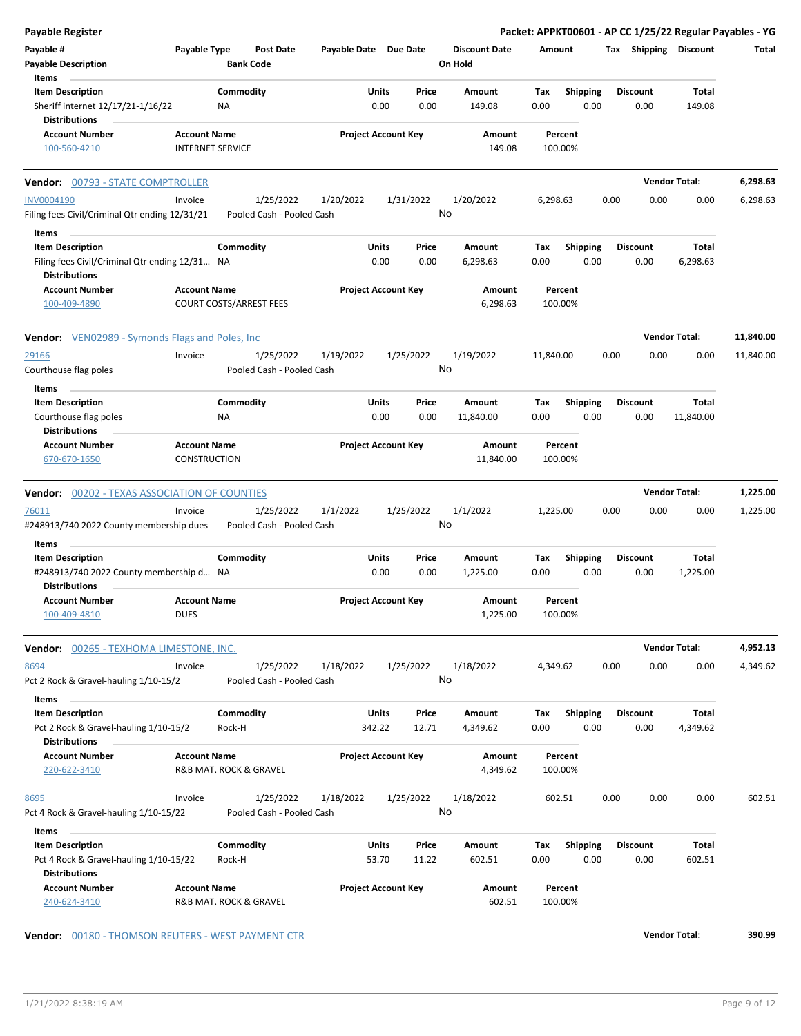**Payable Register** — **Packet: APPKT00601 - AP CC 1/25/22 Regular Payables - YG**

| Payable # | Payable Type | Post Date | Payable Date | Due Date | Discount Date | Amount | Tax | Shipping | Discount | Total |
|---|---|---|---|---|---|---|---|---|---|---|
| Payable Description | | Bank Code | | | On Hold | | | | | |

**Items**

| Item Description | Commodity | Units | Price | Amount | Tax | Shipping | Discount | Total |
|---|---|---|---|---|---|---|---|---|
| Sheriff internet 12/17/21-1/16/22 | NA | 0.00 | 0.00 | 149.08 | 0.00 | 0.00 | 0.00 | 149.08 |

**Distributions**

| Account Number | Account Name | Project Account Key | Amount | Percent |
|---|---|---|---|---|
| 100-560-4210 | INTERNET SERVICE | | 149.08 | 100.00% |

---

**Vendor:** 00793 - STATE COMPTROLLER — **Vendor Total: 6,298.63**

| Payable # | Payable Type | Post Date | Payable Date | Due Date | Discount Date | Amount | Tax | Shipping | Discount | Total |
|---|---|---|---|---|---|---|---|---|---|---|
| INV0004190 | Invoice | 1/25/2022 | 1/20/2022 | 1/31/2022 | 1/20/2022 | 6,298.63 | 0.00 | 0.00 | 0.00 | 6,298.63 |
| Filing fees Civil/Criminal Qtr ending 12/31/21 | | Pooled Cash - Pooled Cash | | | No | | | | | |

**Items**

| Item Description | Commodity | Units | Price | Amount | Tax | Shipping | Discount | Total |
|---|---|---|---|---|---|---|---|---|
| Filing fees Civil/Criminal Qtr ending 12/31... | NA | 0.00 | 0.00 | 6,298.63 | 0.00 | 0.00 | 0.00 | 6,298.63 |

**Distributions**

| Account Number | Account Name | Project Account Key | Amount | Percent |
|---|---|---|---|---|
| 100-409-4890 | COURT COSTS/ARREST FEES | | 6,298.63 | 100.00% |

---

**Vendor:** VEN02989 - Symonds Flags and Poles, Inc — **Vendor Total: 11,840.00**

| Payable # | Payable Type | Post Date | Payable Date | Due Date | Discount Date | Amount | Tax | Shipping | Discount | Total |
|---|---|---|---|---|---|---|---|---|---|---|
| 29166 | Invoice | 1/25/2022 | 1/19/2022 | 1/25/2022 | 1/19/2022 | 11,840.00 | 0.00 | 0.00 | 0.00 | 11,840.00 |
| Courthouse flag poles | | Pooled Cash - Pooled Cash | | | No | | | | | |

**Items**

| Item Description | Commodity | Units | Price | Amount | Tax | Shipping | Discount | Total |
|---|---|---|---|---|---|---|---|---|
| Courthouse flag poles | NA | 0.00 | 0.00 | 11,840.00 | 0.00 | 0.00 | 0.00 | 11,840.00 |

**Distributions**

| Account Number | Account Name | Project Account Key | Amount | Percent |
|---|---|---|---|---|
| 670-670-1650 | CONSTRUCTION | | 11,840.00 | 100.00% |

---

**Vendor:** 00202 - TEXAS ASSOCIATION OF COUNTIES — **Vendor Total: 1,225.00**

| Payable # | Payable Type | Post Date | Payable Date | Due Date | Discount Date | Amount | Tax | Shipping | Discount | Total |
|---|---|---|---|---|---|---|---|---|---|---|
| 76011 | Invoice | 1/25/2022 | 1/1/2022 | 1/25/2022 | 1/1/2022 | 1,225.00 | 0.00 | 0.00 | 0.00 | 1,225.00 |
| #248913/740 2022 County membership dues | | Pooled Cash - Pooled Cash | | | No | | | | | |

**Items**

| Item Description | Commodity | Units | Price | Amount | Tax | Shipping | Discount | Total |
|---|---|---|---|---|---|---|---|---|
| #248913/740 2022 County membership d... | NA | 0.00 | 0.00 | 1,225.00 | 0.00 | 0.00 | 0.00 | 1,225.00 |

**Distributions**

| Account Number | Account Name | Project Account Key | Amount | Percent |
|---|---|---|---|---|
| 100-409-4810 | DUES | | 1,225.00 | 100.00% |

---

**Vendor:** 00265 - TEXHOMA LIMESTONE, INC. — **Vendor Total: 4,952.13**

| Payable # | Payable Type | Post Date | Payable Date | Due Date | Discount Date | Amount | Tax | Shipping | Discount | Total |
|---|---|---|---|---|---|---|---|---|---|---|
| 8694 | Invoice | 1/25/2022 | 1/18/2022 | 1/25/2022 | 1/18/2022 | 4,349.62 | 0.00 | 0.00 | 0.00 | 4,349.62 |
| Pct 2 Rock & Gravel-hauling 1/10-15/2 | | Pooled Cash - Pooled Cash | | | No | | | | | |

**Items**

| Item Description | Commodity | Units | Price | Amount | Tax | Shipping | Discount | Total |
|---|---|---|---|---|---|---|---|---|
| Pct 2 Rock & Gravel-hauling 1/10-15/2 | Rock-H | 342.22 | 12.71 | 4,349.62 | 0.00 | 0.00 | 0.00 | 4,349.62 |

**Distributions**

| Account Number | Account Name | Project Account Key | Amount | Percent |
|---|---|---|---|---|
| 220-622-3410 | R&B MAT. ROCK & GRAVEL | | 4,349.62 | 100.00% |

| Payable # | Payable Type | Post Date | Payable Date | Due Date | Discount Date | Amount | Tax | Shipping | Discount | Total |
|---|---|---|---|---|---|---|---|---|---|---|
| 8695 | Invoice | 1/25/2022 | 1/18/2022 | 1/25/2022 | 1/18/2022 | 602.51 | 0.00 | 0.00 | 0.00 | 602.51 |
| Pct 4 Rock & Gravel-hauling 1/10-15/22 | | Pooled Cash - Pooled Cash | | | No | | | | | |

**Items**

| Item Description | Commodity | Units | Price | Amount | Tax | Shipping | Discount | Total |
|---|---|---|---|---|---|---|---|---|
| Pct 4 Rock & Gravel-hauling 1/10-15/22 | Rock-H | 53.70 | 11.22 | 602.51 | 0.00 | 0.00 | 0.00 | 602.51 |

**Distributions**

| Account Number | Account Name | Project Account Key | Amount | Percent |
|---|---|---|---|---|
| 240-624-3410 | R&B MAT. ROCK & GRAVEL | | 602.51 | 100.00% |

---

**Vendor:** 00180 - THOMSON REUTERS - WEST PAYMENT CTR — **Vendor Total: 390.99**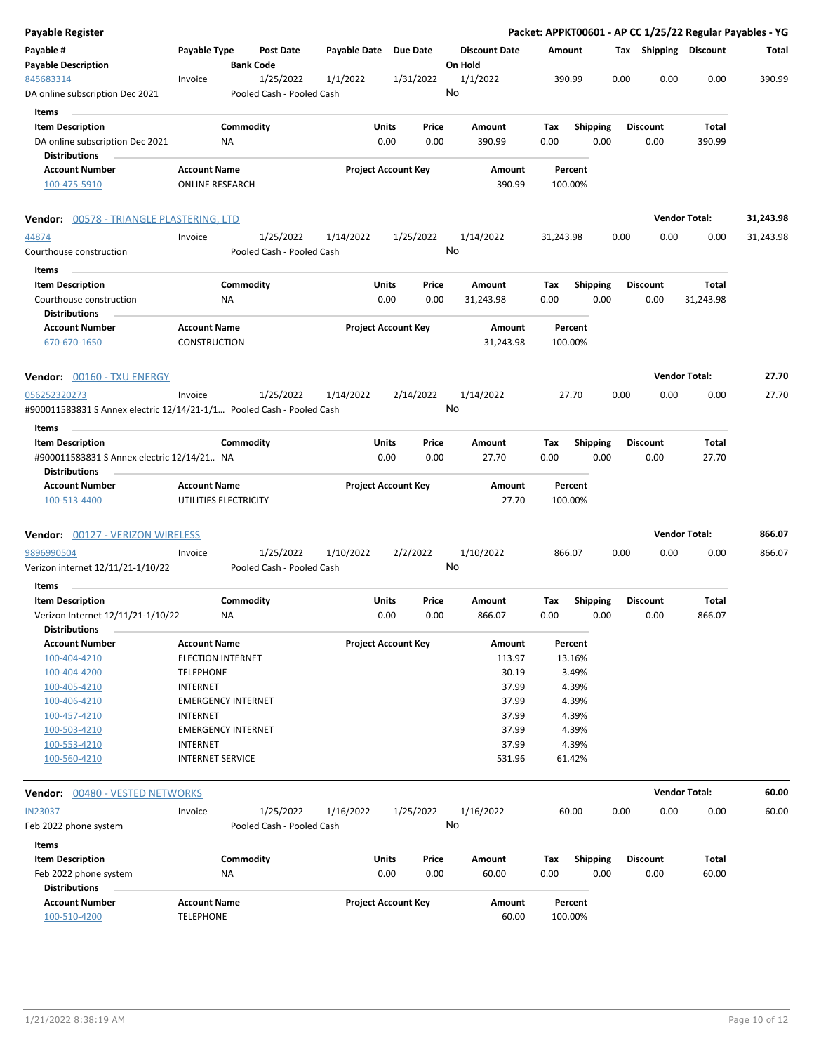**Payable Register** — **Packet: APPKT00601 - AP CC 1/25/22 Regular Payables - YG**

| Payable # / Payable Description | Payable Type | Post Date / Bank Code | Payable Date | Due Date | Discount Date / On Hold | Amount | Tax | Shipping | Discount | Total |
|---|---|---|---|---|---|---|---|---|---|---|
| 845683314 | Invoice | 1/25/2022 | 1/1/2022 | 1/31/2022 | 1/1/2022 | 390.99 | 0.00 | 0.00 | 0.00 | 390.99 |
| DA online subscription Dec 2021 | | Pooled Cash - Pooled Cash | | | No | | | | | |

**Items**

| Item Description | Commodity | Units | Price | Amount | Tax | Shipping | Discount | Total |
|---|---|---|---|---|---|---|---|---|
| DA online subscription Dec 2021 | NA | 0.00 | 0.00 | 390.99 | 0.00 | 0.00 | 0.00 | 390.99 |

**Distributions**

| Account Number | Account Name | Project Account Key | Amount | Percent |
|---|---|---|---|---|
| 100-475-5910 | ONLINE RESEARCH | | 390.99 | 100.00% |

**Vendor: 00578 - TRIANGLE PLASTERING, LTD** — **Vendor Total: 31,243.98**

| Payable # / Payable Description | Payable Type | Post Date / Bank Code | Payable Date | Due Date | Discount Date / On Hold | Amount | Tax | Shipping | Discount | Total |
|---|---|---|---|---|---|---|---|---|---|---|
| 44874 | Invoice | 1/25/2022 | 1/14/2022 | 1/25/2022 | 1/14/2022 | 31,243.98 | 0.00 | 0.00 | 0.00 | 31,243.98 |
| Courthouse construction | | Pooled Cash - Pooled Cash | | | No | | | | | |

**Items**

| Item Description | Commodity | Units | Price | Amount | Tax | Shipping | Discount | Total |
|---|---|---|---|---|---|---|---|---|
| Courthouse construction | NA | 0.00 | 0.00 | 31,243.98 | 0.00 | 0.00 | 0.00 | 31,243.98 |

**Distributions**

| Account Number | Account Name | Project Account Key | Amount | Percent |
|---|---|---|---|---|
| 670-670-1650 | CONSTRUCTION | | 31,243.98 | 100.00% |

**Vendor: 00160 - TXU ENERGY** — **Vendor Total: 27.70**

| Payable # / Payable Description | Payable Type | Post Date / Bank Code | Payable Date | Due Date | Discount Date / On Hold | Amount | Tax | Shipping | Discount | Total |
|---|---|---|---|---|---|---|---|---|---|---|
| 056252320273 | Invoice | 1/25/2022 | 1/14/2022 | 2/14/2022 | 1/14/2022 | 27.70 | 0.00 | 0.00 | 0.00 | 27.70 |
| #900011583831 S Annex electric 12/14/21-1/1... | | Pooled Cash - Pooled Cash | | | No | | | | | |

**Items**

| Item Description | Commodity | Units | Price | Amount | Tax | Shipping | Discount | Total |
|---|---|---|---|---|---|---|---|---|
| #900011583831 S Annex electric 12/14/21.. | NA | 0.00 | 0.00 | 27.70 | 0.00 | 0.00 | 0.00 | 27.70 |

**Distributions**

| Account Number | Account Name | Project Account Key | Amount | Percent |
|---|---|---|---|---|
| 100-513-4400 | UTILITIES ELECTRICITY | | 27.70 | 100.00% |

**Vendor: 00127 - VERIZON WIRELESS** — **Vendor Total: 866.07**

| Payable # / Payable Description | Payable Type | Post Date / Bank Code | Payable Date | Due Date | Discount Date / On Hold | Amount | Tax | Shipping | Discount | Total |
|---|---|---|---|---|---|---|---|---|---|---|
| 9896990504 | Invoice | 1/25/2022 | 1/10/2022 | 2/2/2022 | 1/10/2022 | 866.07 | 0.00 | 0.00 | 0.00 | 866.07 |
| Verizon internet 12/11/21-1/10/22 | | Pooled Cash - Pooled Cash | | | No | | | | | |

**Items**

| Item Description | Commodity | Units | Price | Amount | Tax | Shipping | Discount | Total |
|---|---|---|---|---|---|---|---|---|
| Verizon Internet 12/11/21-1/10/22 | NA | 0.00 | 0.00 | 866.07 | 0.00 | 0.00 | 0.00 | 866.07 |

**Distributions**

| Account Number | Account Name | Project Account Key | Amount | Percent |
|---|---|---|---|---|
| 100-404-4210 | ELECTION INTERNET | | 113.97 | 13.16% |
| 100-404-4200 | TELEPHONE | | 30.19 | 3.49% |
| 100-405-4210 | INTERNET | | 37.99 | 4.39% |
| 100-406-4210 | EMERGENCY INTERNET | | 37.99 | 4.39% |
| 100-457-4210 | INTERNET | | 37.99 | 4.39% |
| 100-503-4210 | EMERGENCY INTERNET | | 37.99 | 4.39% |
| 100-553-4210 | INTERNET | | 37.99 | 4.39% |
| 100-560-4210 | INTERNET SERVICE | | 531.96 | 61.42% |

**Vendor: 00480 - VESTED NETWORKS** — **Vendor Total: 60.00**

| Payable # / Payable Description | Payable Type | Post Date / Bank Code | Payable Date | Due Date | Discount Date / On Hold | Amount | Tax | Shipping | Discount | Total |
|---|---|---|---|---|---|---|---|---|---|---|
| IN23037 | Invoice | 1/25/2022 | 1/16/2022 | 1/25/2022 | 1/16/2022 | 60.00 | 0.00 | 0.00 | 0.00 | 60.00 |
| Feb 2022 phone system | | Pooled Cash - Pooled Cash | | | No | | | | | |

**Items**

| Item Description | Commodity | Units | Price | Amount | Tax | Shipping | Discount | Total |
|---|---|---|---|---|---|---|---|---|
| Feb 2022 phone system | NA | 0.00 | 0.00 | 60.00 | 0.00 | 0.00 | 0.00 | 60.00 |

**Distributions**

| Account Number | Account Name | Project Account Key | Amount | Percent |
|---|---|---|---|---|
| 100-510-4200 | TELEPHONE | | 60.00 | 100.00% |

1/21/2022 8:38:19 AM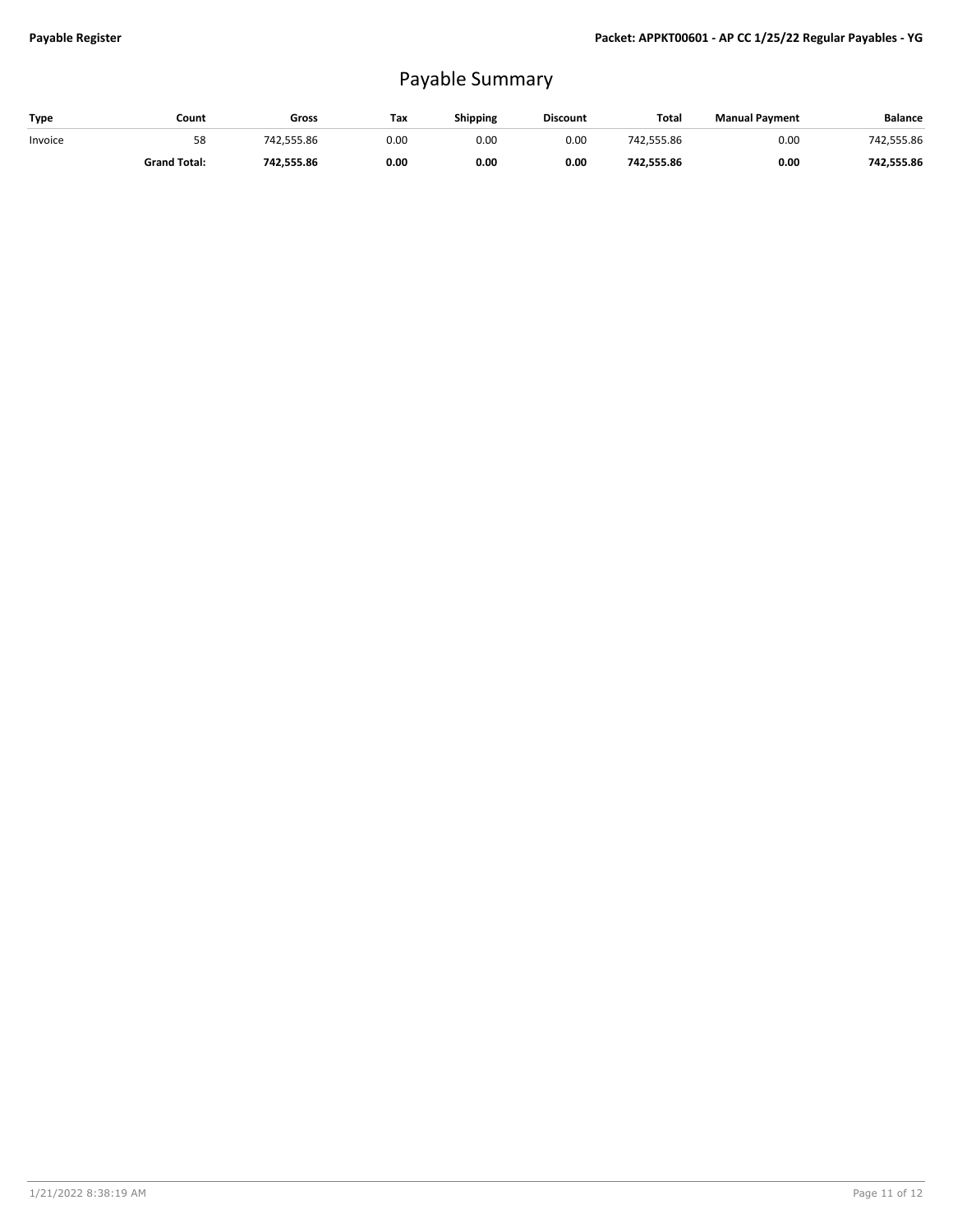# Payable Summary

| Type | Count | Gross | Tax | Shipping | Discount | Total | Manual Payment | Balance |
|---|---|---|---|---|---|---|---|---|
| Invoice | 58 | 742,555.86 | 0.00 | 0.00 | 0.00 | 742,555.86 | 0.00 | 742,555.86 |
| | **Grand Total:** | **742,555.86** | **0.00** | **0.00** | **0.00** | **742,555.86** | **0.00** | **742,555.86** |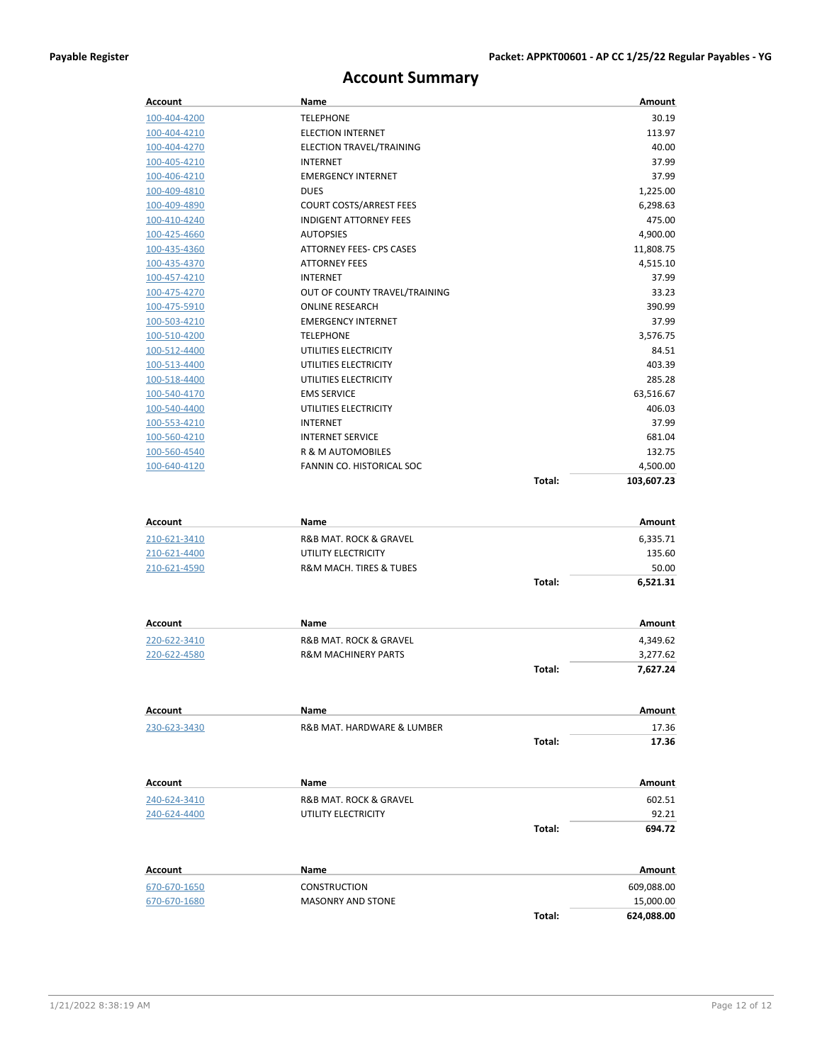# Account Summary

| Account | Name | | Amount |
|---|---|---|---|
| 100-404-4200 | TELEPHONE | | 30.19 |
| 100-404-4210 | ELECTION INTERNET | | 113.97 |
| 100-404-4270 | ELECTION TRAVEL/TRAINING | | 40.00 |
| 100-405-4210 | INTERNET | | 37.99 |
| 100-406-4210 | EMERGENCY INTERNET | | 37.99 |
| 100-409-4810 | DUES | | 1,225.00 |
| 100-409-4890 | COURT COSTS/ARREST FEES | | 6,298.63 |
| 100-410-4240 | INDIGENT ATTORNEY FEES | | 475.00 |
| 100-425-4660 | AUTOPSIES | | 4,900.00 |
| 100-435-4360 | ATTORNEY FEES- CPS CASES | | 11,808.75 |
| 100-435-4370 | ATTORNEY FEES | | 4,515.10 |
| 100-457-4210 | INTERNET | | 37.99 |
| 100-475-4270 | OUT OF COUNTY TRAVEL/TRAINING | | 33.23 |
| 100-475-5910 | ONLINE RESEARCH | | 390.99 |
| 100-503-4210 | EMERGENCY INTERNET | | 37.99 |
| 100-510-4200 | TELEPHONE | | 3,576.75 |
| 100-512-4400 | UTILITIES ELECTRICITY | | 84.51 |
| 100-513-4400 | UTILITIES ELECTRICITY | | 403.39 |
| 100-518-4400 | UTILITIES ELECTRICITY | | 285.28 |
| 100-540-4170 | EMS SERVICE | | 63,516.67 |
| 100-540-4400 | UTILITIES ELECTRICITY | | 406.03 |
| 100-553-4210 | INTERNET | | 37.99 |
| 100-560-4210 | INTERNET SERVICE | | 681.04 |
| 100-560-4540 | R & M AUTOMOBILES | | 132.75 |
| 100-640-4120 | FANNIN CO. HISTORICAL SOC | | 4,500.00 |
| | | **Total:** | **103,607.23** |

| Account | Name | | Amount |
|---|---|---|---|
| 210-621-3410 | R&B MAT. ROCK & GRAVEL | | 6,335.71 |
| 210-621-4400 | UTILITY ELECTRICITY | | 135.60 |
| 210-621-4590 | R&M MACH. TIRES & TUBES | | 50.00 |
| | | **Total:** | **6,521.31** |

| Account | Name | | Amount |
|---|---|---|---|
| 220-622-3410 | R&B MAT. ROCK & GRAVEL | | 4,349.62 |
| 220-622-4580 | R&M MACHINERY PARTS | | 3,277.62 |
| | | **Total:** | **7,627.24** |

| Account | Name | | Amount |
|---|---|---|---|
| 230-623-3430 | R&B MAT. HARDWARE & LUMBER | | 17.36 |
| | | **Total:** | **17.36** |

| Account | Name | | Amount |
|---|---|---|---|
| 240-624-3410 | R&B MAT. ROCK & GRAVEL | | 602.51 |
| 240-624-4400 | UTILITY ELECTRICITY | | 92.21 |
| | | **Total:** | **694.72** |

| Account | Name | | Amount |
|---|---|---|---|
| 670-670-1650 | CONSTRUCTION | | 609,088.00 |
| 670-670-1680 | MASONRY AND STONE | | 15,000.00 |
| | | **Total:** | **624,088.00** |